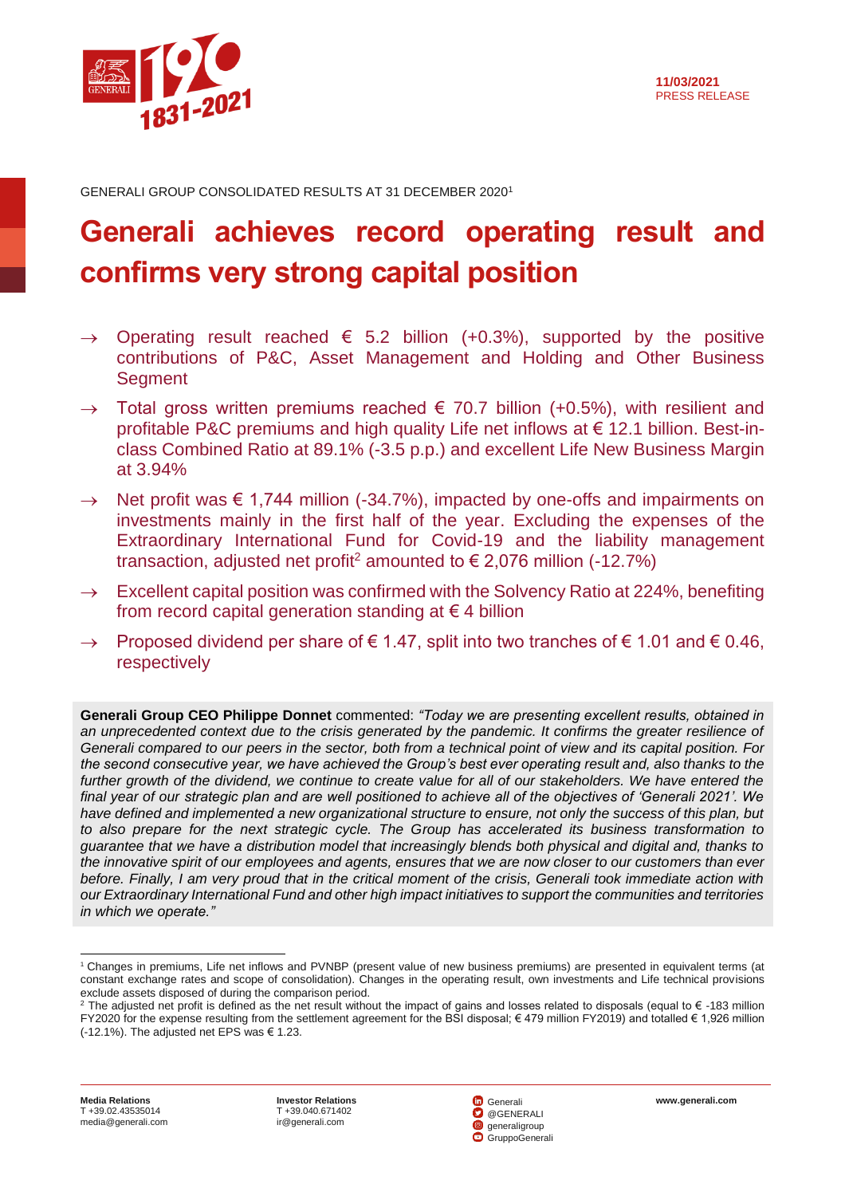11/03/2021
PRESS RELEASE

GENERALI GROUP CONSOLIDATED RESULTS AT 31 DECEMBER 2020[1]

# Generali achieves record operating result and confirms very strong capital position

- → Operating result reached € 5.2 billion (+0.3%), supported by the positive contributions of P&C, Asset Management and Holding and Other Business Segment
- → Total gross written premiums reached € 70.7 billion (+0.5%), with resilient and profitable P&C premiums and high quality Life net inflows at € 12.1 billion. Best-in-class Combined Ratio at 89.1% (-3.5 p.p.) and excellent Life New Business Margin at 3.94%
- → Net profit was € 1,744 million (-34.7%), impacted by one-offs and impairments on investments mainly in the first half of the year. Excluding the expenses of the Extraordinary International Fund for Covid-19 and the liability management transaction, adjusted net profit[2] amounted to € 2,076 million (-12.7%)
- → Excellent capital position was confirmed with the Solvency Ratio at 224%, benefiting from record capital generation standing at € 4 billion
- → Proposed dividend per share of € 1.47, split into two tranches of € 1.01 and € 0.46, respectively

**Generali Group CEO Philippe Donnet** commented: *"Today we are presenting excellent results, obtained in an unprecedented context due to the crisis generated by the pandemic. It confirms the greater resilience of Generali compared to our peers in the sector, both from a technical point of view and its capital position. For the second consecutive year, we have achieved the Group's best ever operating result and, also thanks to the further growth of the dividend, we continue to create value for all of our stakeholders. We have entered the final year of our strategic plan and are well positioned to achieve all of the objectives of 'Generali 2021'. We have defined and implemented a new organizational structure to ensure, not only the success of this plan, but to also prepare for the next strategic cycle. The Group has accelerated its business transformation to guarantee that we have a distribution model that increasingly blends both physical and digital and, thanks to the innovative spirit of our employees and agents, ensures that we are now closer to our customers than ever before. Finally, I am very proud that in the critical moment of the crisis, Generali took immediate action with our Extraordinary International Fund and other high impact initiatives to support the communities and territories in which we operate."*

[1] Changes in premiums, Life net inflows and PVNBP (present value of new business premiums) are presented in equivalent terms (at constant exchange rates and scope of consolidation). Changes in the operating result, own investments and Life technical provisions exclude assets disposed of during the comparison period.

[2] The adjusted net profit is defined as the net result without the impact of gains and losses related to disposals (equal to € -183 million FY2020 for the expense resulting from the settlement agreement for the BSI disposal; € 479 million FY2019) and totalled € 1,926 million (-12.1%). The adjusted net EPS was € 1.23.

**Media Relations**
T +39.02.43535014
media@generali.com

**Investor Relations**
T +39.040.671402
ir@generali.com

Generali
@GENERALI
generaligroup
GruppoGenerali

**www.generali.com**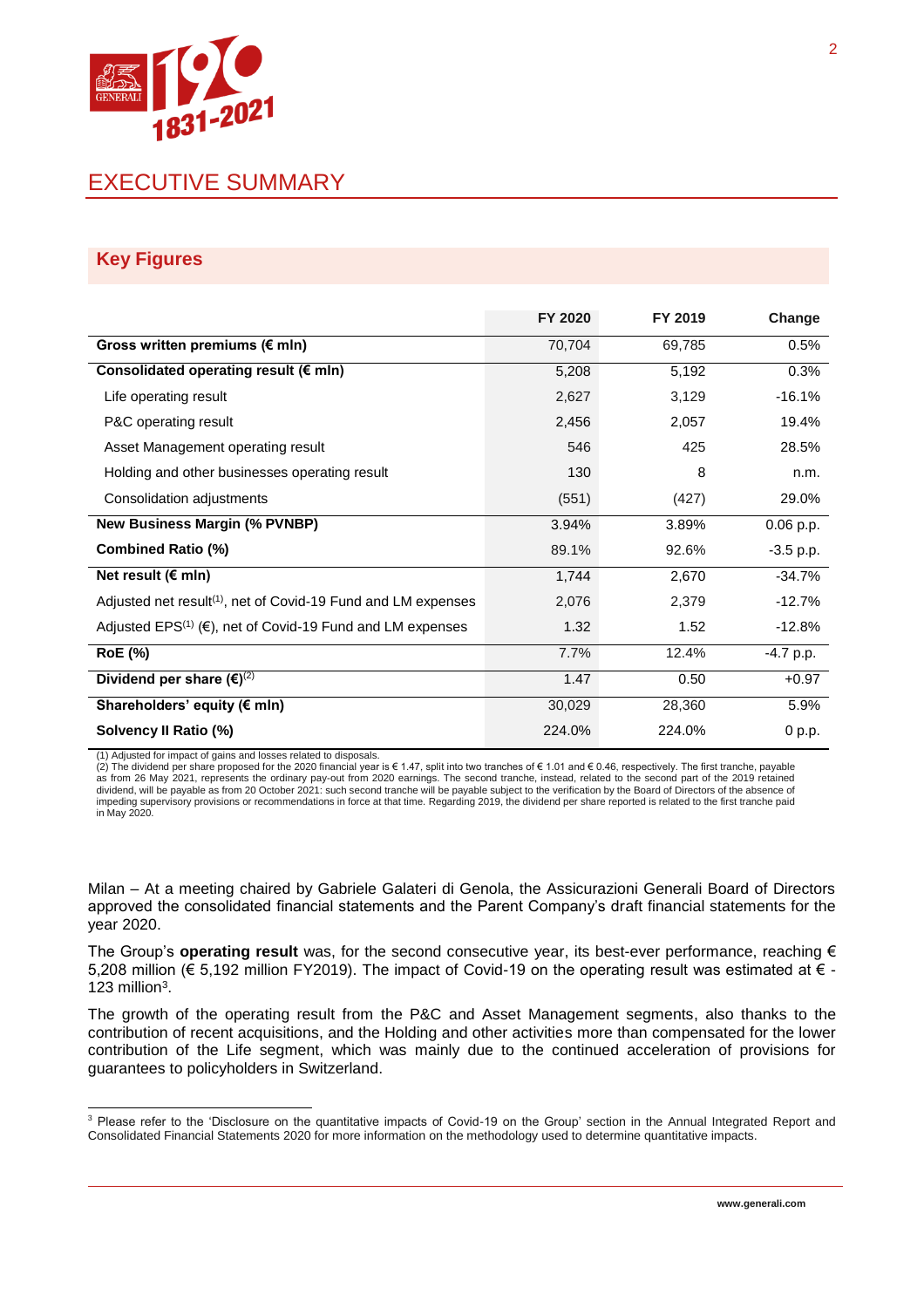# EXECUTIVE SUMMARY

## Key Figures

| | FY 2020 | FY 2019 | Change |
|---|---|---|---|
| **Gross written premiums (€ mln)** | 70,704 | 69,785 | 0.5% |
| **Consolidated operating result (€ mln)** | 5,208 | 5,192 | 0.3% |
| Life operating result | 2,627 | 3,129 | -16.1% |
| P&C operating result | 2,456 | 2,057 | 19.4% |
| Asset Management operating result | 546 | 425 | 28.5% |
| Holding and other businesses operating result | 130 | 8 | n.m. |
| Consolidation adjustments | (551) | (427) | 29.0% |
| **New Business Margin (% PVNBP)** | 3.94% | 3.89% | 0.06 p.p. |
| **Combined Ratio (%)** | 89.1% | 92.6% | -3.5 p.p. |
| **Net result (€ mln)** | 1,744 | 2,670 | -34.7% |
| Adjusted net result(1), net of Covid-19 Fund and LM expenses | 2,076 | 2,379 | -12.7% |
| Adjusted EPS(1) (€), net of Covid-19 Fund and LM expenses | 1.32 | 1.52 | -12.8% |
| **RoE (%)** | 7.7% | 12.4% | -4.7 p.p. |
| **Dividend per share (€)(2)** | 1.47 | 0.50 | +0.97 |
| **Shareholders' equity (€ mln)** | 30,029 | 28,360 | 5.9% |
| **Solvency II Ratio (%)** | 224.0% | 224.0% | 0 p.p. |

(1) Adjusted for impact of gains and losses related to disposals.
(2) The dividend per share proposed for the 2020 financial year is € 1.47, split into two tranches of € 1.01 and € 0.46, respectively. The first tranche, payable as from 26 May 2021, represents the ordinary pay-out from 2020 earnings. The second tranche, instead, related to the second part of the 2019 retained dividend, will be payable as from 20 October 2021: such second tranche will be payable subject to the verification by the Board of Directors of the absence of impeding supervisory provisions or recommendations in force at that time. Regarding 2019, the dividend per share reported is related to the first tranche paid in May 2020.

Milan – At a meeting chaired by Gabriele Galateri di Genola, the Assicurazioni Generali Board of Directors approved the consolidated financial statements and the Parent Company's draft financial statements for the year 2020.

The Group's **operating result** was, for the second consecutive year, its best-ever performance, reaching € 5,208 million (€ 5,192 million FY2019). The impact of Covid-19 on the operating result was estimated at € -123 million[3].

The growth of the operating result from the P&C and Asset Management segments, also thanks to the contribution of recent acquisitions, and the Holding and other activities more than compensated for the lower contribution of the Life segment, which was mainly due to the continued acceleration of provisions for guarantees to policyholders in Switzerland.

[3] Please refer to the 'Disclosure on the quantitative impacts of Covid-19 on the Group' section in the Annual Integrated Report and Consolidated Financial Statements 2020 for more information on the methodology used to determine quantitative impacts.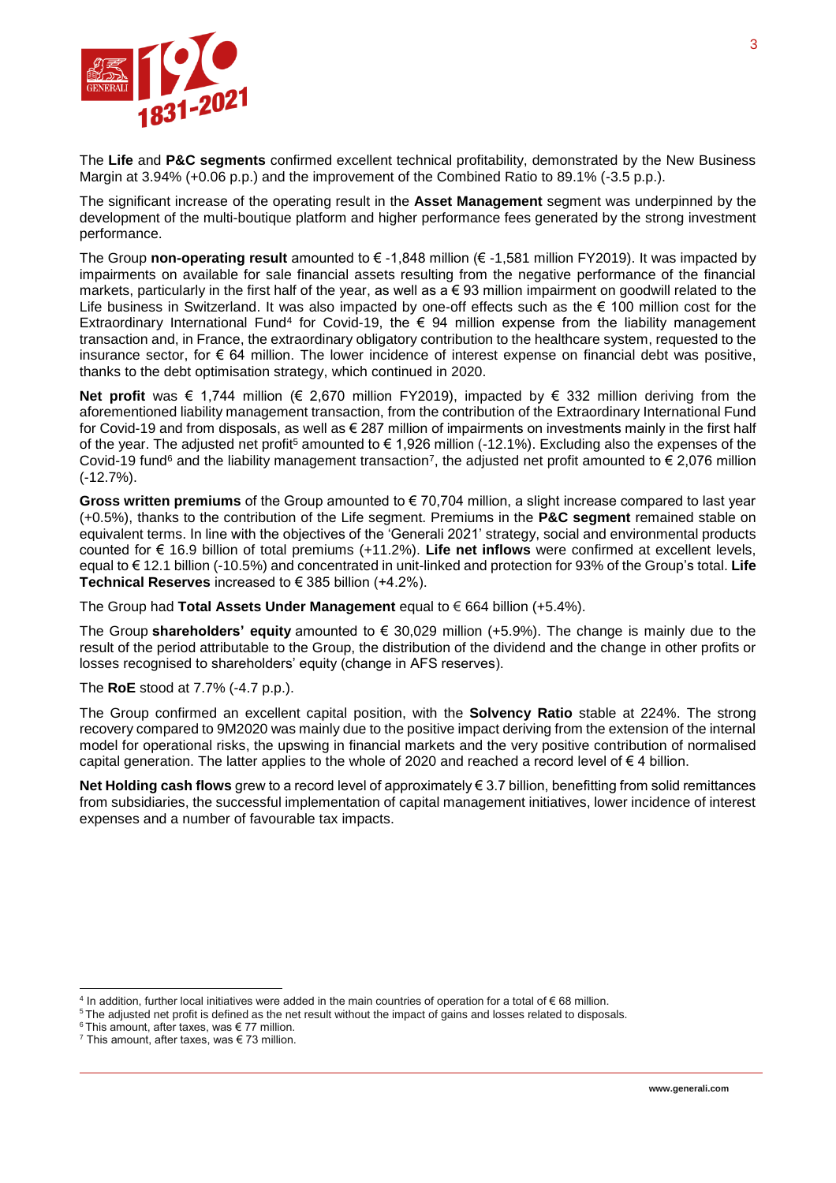The **Life** and **P&C segments** confirmed excellent technical profitability, demonstrated by the New Business Margin at 3.94% (+0.06 p.p.) and the improvement of the Combined Ratio to 89.1% (-3.5 p.p.).

The significant increase of the operating result in the **Asset Management** segment was underpinned by the development of the multi-boutique platform and higher performance fees generated by the strong investment performance.

The Group **non-operating result** amounted to € -1,848 million (€ -1,581 million FY2019). It was impacted by impairments on available for sale financial assets resulting from the negative performance of the financial markets, particularly in the first half of the year, as well as a € 93 million impairment on goodwill related to the Life business in Switzerland. It was also impacted by one-off effects such as the € 100 million cost for the Extraordinary International Fund[4] for Covid-19, the € 94 million expense from the liability management transaction and, in France, the extraordinary obligatory contribution to the healthcare system, requested to the insurance sector, for € 64 million. The lower incidence of interest expense on financial debt was positive, thanks to the debt optimisation strategy, which continued in 2020.

**Net profit** was € 1,744 million (€ 2,670 million FY2019), impacted by € 332 million deriving from the aforementioned liability management transaction, from the contribution of the Extraordinary International Fund for Covid-19 and from disposals, as well as € 287 million of impairments on investments mainly in the first half of the year. The adjusted net profit[5] amounted to € 1,926 million (-12.1%). Excluding also the expenses of the Covid-19 fund[6] and the liability management transaction[7], the adjusted net profit amounted to € 2,076 million (-12.7%).

**Gross written premiums** of the Group amounted to € 70,704 million, a slight increase compared to last year (+0.5%), thanks to the contribution of the Life segment. Premiums in the **P&C segment** remained stable on equivalent terms. In line with the objectives of the 'Generali 2021' strategy, social and environmental products counted for € 16.9 billion of total premiums (+11.2%). **Life net inflows** were confirmed at excellent levels, equal to € 12.1 billion (-10.5%) and concentrated in unit-linked and protection for 93% of the Group's total. **Life Technical Reserves** increased to € 385 billion (+4.2%).

The Group had **Total Assets Under Management** equal to € 664 billion (+5.4%).

The Group **shareholders' equity** amounted to € 30,029 million (+5.9%). The change is mainly due to the result of the period attributable to the Group, the distribution of the dividend and the change in other profits or losses recognised to shareholders' equity (change in AFS reserves).

The **RoE** stood at 7.7% (-4.7 p.p.).

The Group confirmed an excellent capital position, with the **Solvency Ratio** stable at 224%. The strong recovery compared to 9M2020 was mainly due to the positive impact deriving from the extension of the internal model for operational risks, the upswing in financial markets and the very positive contribution of normalised capital generation. The latter applies to the whole of 2020 and reached a record level of € 4 billion.

**Net Holding cash flows** grew to a record level of approximately € 3.7 billion, benefitting from solid remittances from subsidiaries, the successful implementation of capital management initiatives, lower incidence of interest expenses and a number of favourable tax impacts.

---

[4] In addition, further local initiatives were added in the main countries of operation for a total of € 68 million.
[5] The adjusted net profit is defined as the net result without the impact of gains and losses related to disposals.
[6] This amount, after taxes, was € 77 million.
[7] This amount, after taxes, was € 73 million.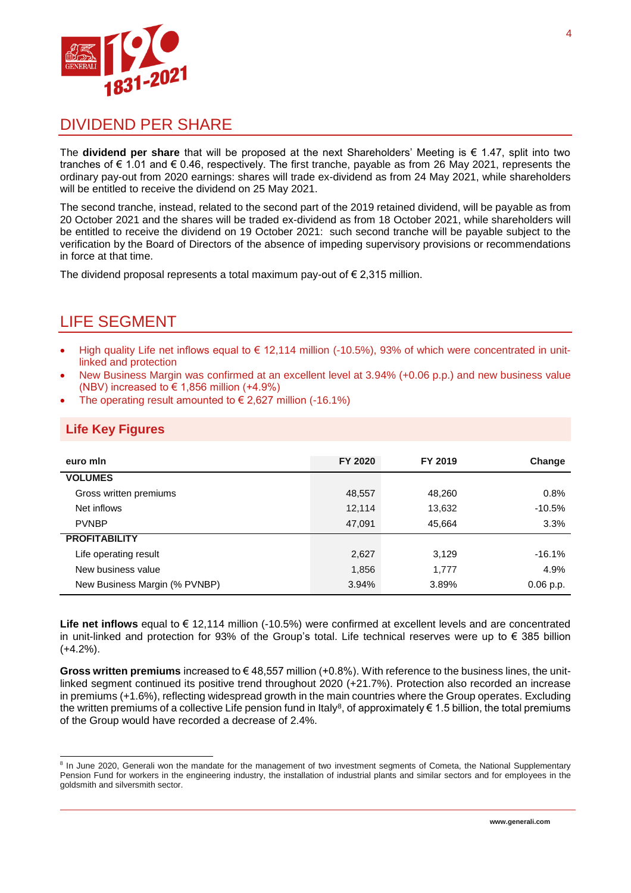## DIVIDEND PER SHARE

The **dividend per share** that will be proposed at the next Shareholders' Meeting is € 1.47, split into two tranches of € 1.01 and € 0.46, respectively. The first tranche, payable as from 26 May 2021, represents the ordinary pay-out from 2020 earnings: shares will trade ex-dividend as from 24 May 2021, while shareholders will be entitled to receive the dividend on 25 May 2021.

The second tranche, instead, related to the second part of the 2019 retained dividend, will be payable as from 20 October 2021 and the shares will be traded ex-dividend as from 18 October 2021, while shareholders will be entitled to receive the dividend on 19 October 2021: such second tranche will be payable subject to the verification by the Board of Directors of the absence of impeding supervisory provisions or recommendations in force at that time.

The dividend proposal represents a total maximum pay-out of € 2,315 million.

## LIFE SEGMENT

- High quality Life net inflows equal to € 12,114 million (-10.5%), 93% of which were concentrated in unit-linked and protection
- New Business Margin was confirmed at an excellent level at 3.94% (+0.06 p.p.) and new business value (NBV) increased to € 1,856 million (+4.9%)
- The operating result amounted to € 2,627 million (-16.1%)

### Life Key Figures

| euro mln | FY 2020 | FY 2019 | Change |
|---|---|---|---|
| **VOLUMES** | | | |
| Gross written premiums | 48,557 | 48,260 | 0.8% |
| Net inflows | 12,114 | 13,632 | -10.5% |
| PVNBP | 47,091 | 45,664 | 3.3% |
| **PROFITABILITY** | | | |
| Life operating result | 2,627 | 3,129 | -16.1% |
| New business value | 1,856 | 1,777 | 4.9% |
| New Business Margin (% PVNBP) | 3.94% | 3.89% | 0.06 p.p. |

**Life net inflows** equal to € 12,114 million (-10.5%) were confirmed at excellent levels and are concentrated in unit-linked and protection for 93% of the Group's total. Life technical reserves were up to € 385 billion (+4.2%).

**Gross written premiums** increased to € 48,557 million (+0.8%). With reference to the business lines, the unit-linked segment continued its positive trend throughout 2020 (+21.7%). Protection also recorded an increase in premiums (+1.6%), reflecting widespread growth in the main countries where the Group operates. Excluding the written premiums of a collective Life pension fund in Italy[8], of approximately € 1.5 billion, the total premiums of the Group would have recorded a decrease of 2.4%.

[8] In June 2020, Generali won the mandate for the management of two investment segments of Cometa, the National Supplementary Pension Fund for workers in the engineering industry, the installation of industrial plants and similar sectors and for employees in the goldsmith and silversmith sector.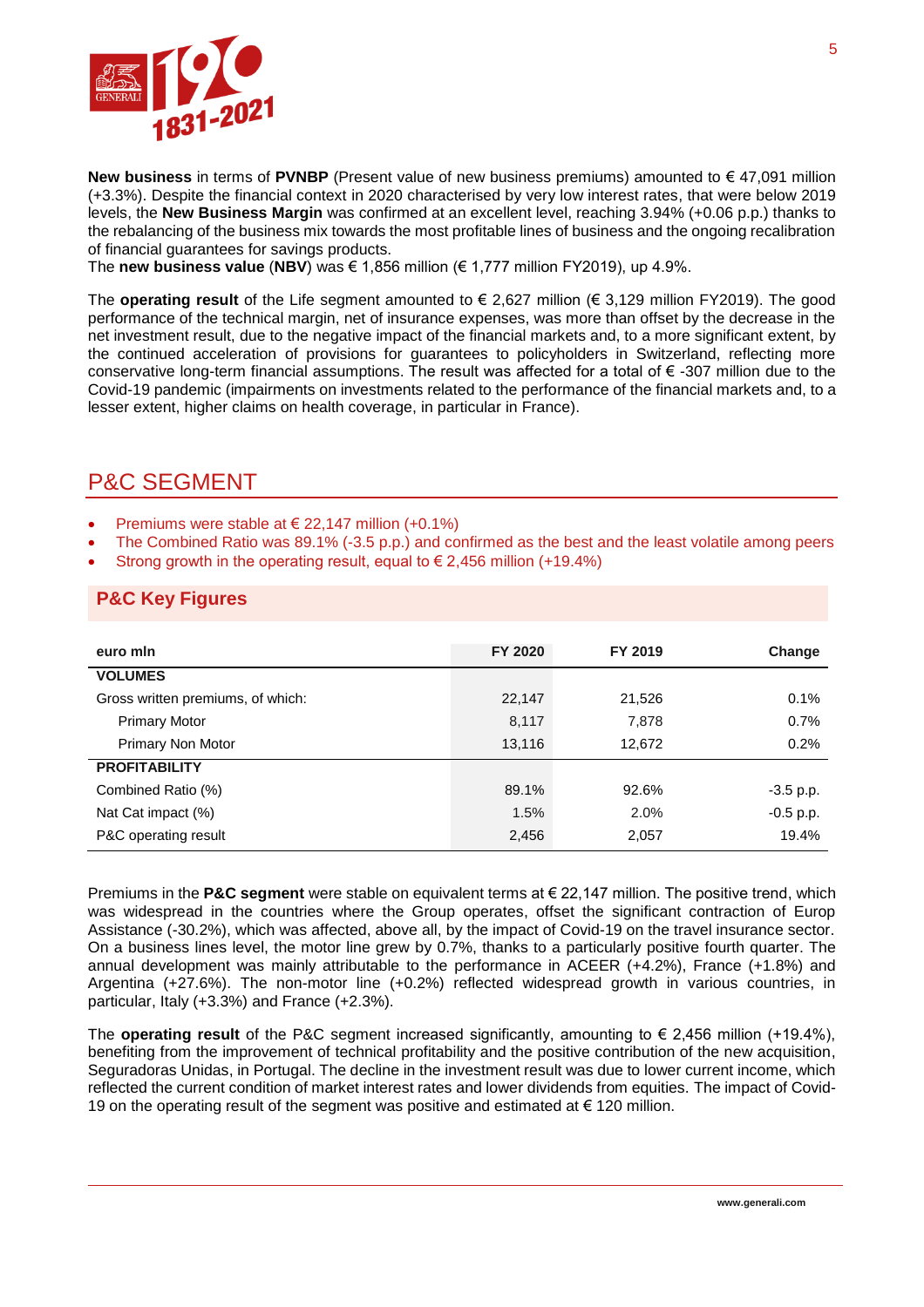**New business** in terms of **PVNBP** (Present value of new business premiums) amounted to € 47,091 million (+3.3%). Despite the financial context in 2020 characterised by very low interest rates, that were below 2019 levels, the **New Business Margin** was confirmed at an excellent level, reaching 3.94% (+0.06 p.p.) thanks to the rebalancing of the business mix towards the most profitable lines of business and the ongoing recalibration of financial guarantees for savings products.
The **new business value** (**NBV**) was € 1,856 million (€ 1,777 million FY2019), up 4.9%.

The **operating result** of the Life segment amounted to € 2,627 million (€ 3,129 million FY2019). The good performance of the technical margin, net of insurance expenses, was more than offset by the decrease in the net investment result, due to the negative impact of the financial markets and, to a more significant extent, by the continued acceleration of provisions for guarantees to policyholders in Switzerland, reflecting more conservative long-term financial assumptions. The result was affected for a total of € -307 million due to the Covid-19 pandemic (impairments on investments related to the performance of the financial markets and, to a lesser extent, higher claims on health coverage, in particular in France).

## P&C SEGMENT

- Premiums were stable at € 22,147 million (+0.1%)
- The Combined Ratio was 89.1% (-3.5 p.p.) and confirmed as the best and the least volatile among peers
- Strong growth in the operating result, equal to € 2,456 million (+19.4%)

### P&C Key Figures

| euro mln | FY 2020 | FY 2019 | Change |
|---|---|---|---|
| **VOLUMES** | | | |
| Gross written premiums, of which: | 22,147 | 21,526 | 0.1% |
| Primary Motor | 8,117 | 7,878 | 0.7% |
| Primary Non Motor | 13,116 | 12,672 | 0.2% |
| **PROFITABILITY** | | | |
| Combined Ratio (%) | 89.1% | 92.6% | -3.5 p.p. |
| Nat Cat impact (%) | 1.5% | 2.0% | -0.5 p.p. |
| P&C operating result | 2,456 | 2,057 | 19.4% |

Premiums in the **P&C segment** were stable on equivalent terms at € 22,147 million. The positive trend, which was widespread in the countries where the Group operates, offset the significant contraction of Europ Assistance (-30.2%), which was affected, above all, by the impact of Covid-19 on the travel insurance sector. On a business lines level, the motor line grew by 0.7%, thanks to a particularly positive fourth quarter. The annual development was mainly attributable to the performance in ACEER (+4.2%), France (+1.8%) and Argentina (+27.6%). The non-motor line (+0.2%) reflected widespread growth in various countries, in particular, Italy (+3.3%) and France (+2.3%).

The **operating result** of the P&C segment increased significantly, amounting to € 2,456 million (+19.4%), benefiting from the improvement of technical profitability and the positive contribution of the new acquisition, Seguradoras Unidas, in Portugal. The decline in the investment result was due to lower current income, which reflected the current condition of market interest rates and lower dividends from equities. The impact of Covid-19 on the operating result of the segment was positive and estimated at € 120 million.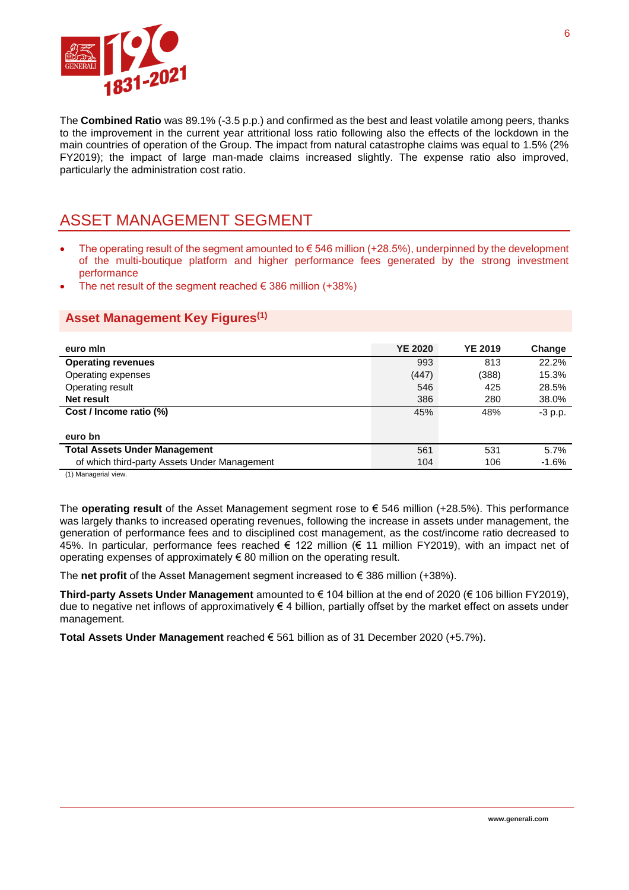The **Combined Ratio** was 89.1% (-3.5 p.p.) and confirmed as the best and least volatile among peers, thanks to the improvement in the current year attritional loss ratio following also the effects of the lockdown in the main countries of operation of the Group. The impact from natural catastrophe claims was equal to 1.5% (2% FY2019); the impact of large man-made claims increased slightly. The expense ratio also improved, particularly the administration cost ratio.

## ASSET MANAGEMENT SEGMENT

- The operating result of the segment amounted to € 546 million (+28.5%), underpinned by the development of the multi-boutique platform and higher performance fees generated by the strong investment performance
- The net result of the segment reached € 386 million (+38%)

### Asset Management Key Figures[1]

| euro mln | YE 2020 | YE 2019 | Change |
|---|---|---|---|
| **Operating revenues** | 993 | 813 | 22.2% |
| Operating expenses | (447) | (388) | 15.3% |
| Operating result | 546 | 425 | 28.5% |
| **Net result** | 386 | 280 | 38.0% |
| **Cost / Income ratio (%)** | 45% | 48% | -3 p.p. |
| **euro bn** | | | |
| **Total Assets Under Management** | 561 | 531 | 5.7% |
| of which third-party Assets Under Management | 104 | 106 | -1.6% |

(1) Managerial view.

The **operating result** of the Asset Management segment rose to € 546 million (+28.5%). This performance was largely thanks to increased operating revenues, following the increase in assets under management, the generation of performance fees and to disciplined cost management, as the cost/income ratio decreased to 45%. In particular, performance fees reached € 122 million (€ 11 million FY2019), with an impact net of operating expenses of approximately € 80 million on the operating result.

The **net profit** of the Asset Management segment increased to € 386 million (+38%).

**Third-party Assets Under Management** amounted to € 104 billion at the end of 2020 (€ 106 billion FY2019), due to negative net inflows of approximatively € 4 billion, partially offset by the market effect on assets under management.

**Total Assets Under Management** reached € 561 billion as of 31 December 2020 (+5.7%).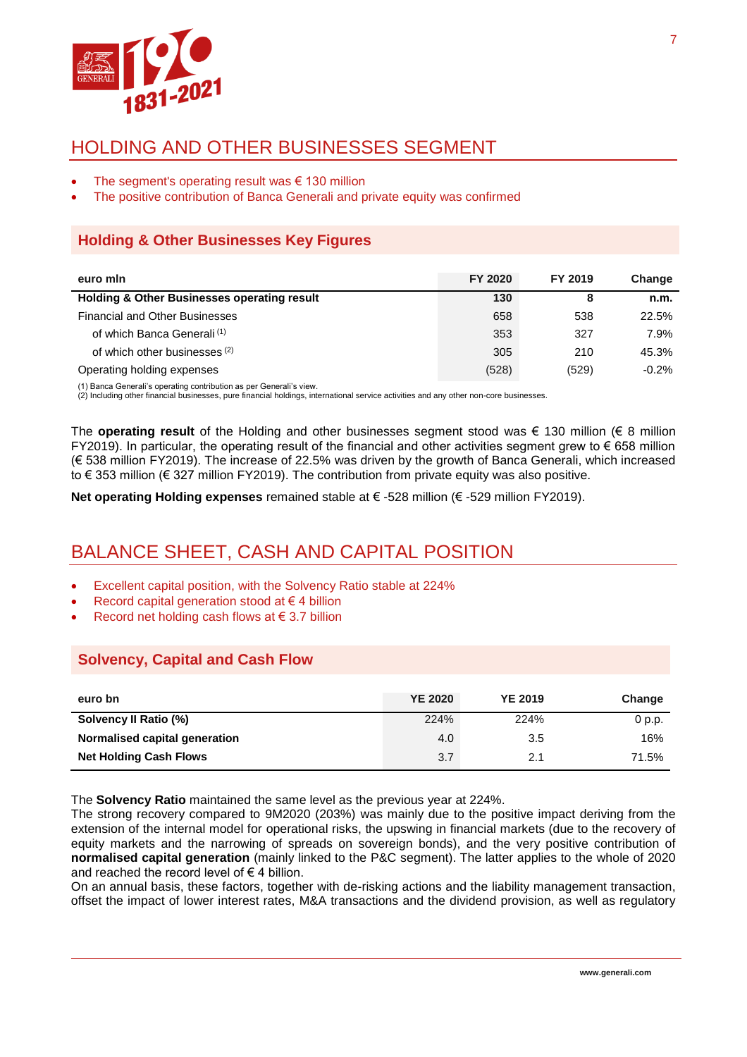## HOLDING AND OTHER BUSINESSES SEGMENT

- The segment's operating result was € 130 million
- The positive contribution of Banca Generali and private equity was confirmed

### Holding & Other Businesses Key Figures

| euro mln | FY 2020 | FY 2019 | Change |
|---|---|---|---|
| **Holding & Other Businesses operating result** | **130** | **8** | **n.m.** |
| Financial and Other Businesses | 658 | 538 | 22.5% |
| of which Banca Generali [1] | 353 | 327 | 7.9% |
| of which other businesses [2] | 305 | 210 | 45.3% |
| Operating holding expenses | (528) | (529) | -0.2% |

(1) Banca Generali's operating contribution as per Generali's view.
(2) Including other financial businesses, pure financial holdings, international service activities and any other non-core businesses.

The **operating result** of the Holding and other businesses segment stood was € 130 million (€ 8 million FY2019). In particular, the operating result of the financial and other activities segment grew to € 658 million (€ 538 million FY2019). The increase of 22.5% was driven by the growth of Banca Generali, which increased to € 353 million (€ 327 million FY2019). The contribution from private equity was also positive.

**Net operating Holding expenses** remained stable at € -528 million (€ -529 million FY2019).

## BALANCE SHEET, CASH AND CAPITAL POSITION

- Excellent capital position, with the Solvency Ratio stable at 224%
- Record capital generation stood at € 4 billion
- Record net holding cash flows at € 3.7 billion

### Solvency, Capital and Cash Flow

| euro bn | YE 2020 | YE 2019 | Change |
|---|---|---|---|
| **Solvency II Ratio (%)** | 224% | 224% | 0 p.p. |
| **Normalised capital generation** | 4.0 | 3.5 | 16% |
| **Net Holding Cash Flows** | 3.7 | 2.1 | 71.5% |

The **Solvency Ratio** maintained the same level as the previous year at 224%.
The strong recovery compared to 9M2020 (203%) was mainly due to the positive impact deriving from the extension of the internal model for operational risks, the upswing in financial markets (due to the recovery of equity markets and the narrowing of spreads on sovereign bonds), and the very positive contribution of **normalised capital generation** (mainly linked to the P&C segment). The latter applies to the whole of 2020 and reached the record level of € 4 billion.
On an annual basis, these factors, together with de-risking actions and the liability management transaction, offset the impact of lower interest rates, M&A transactions and the dividend provision, as well as regulatory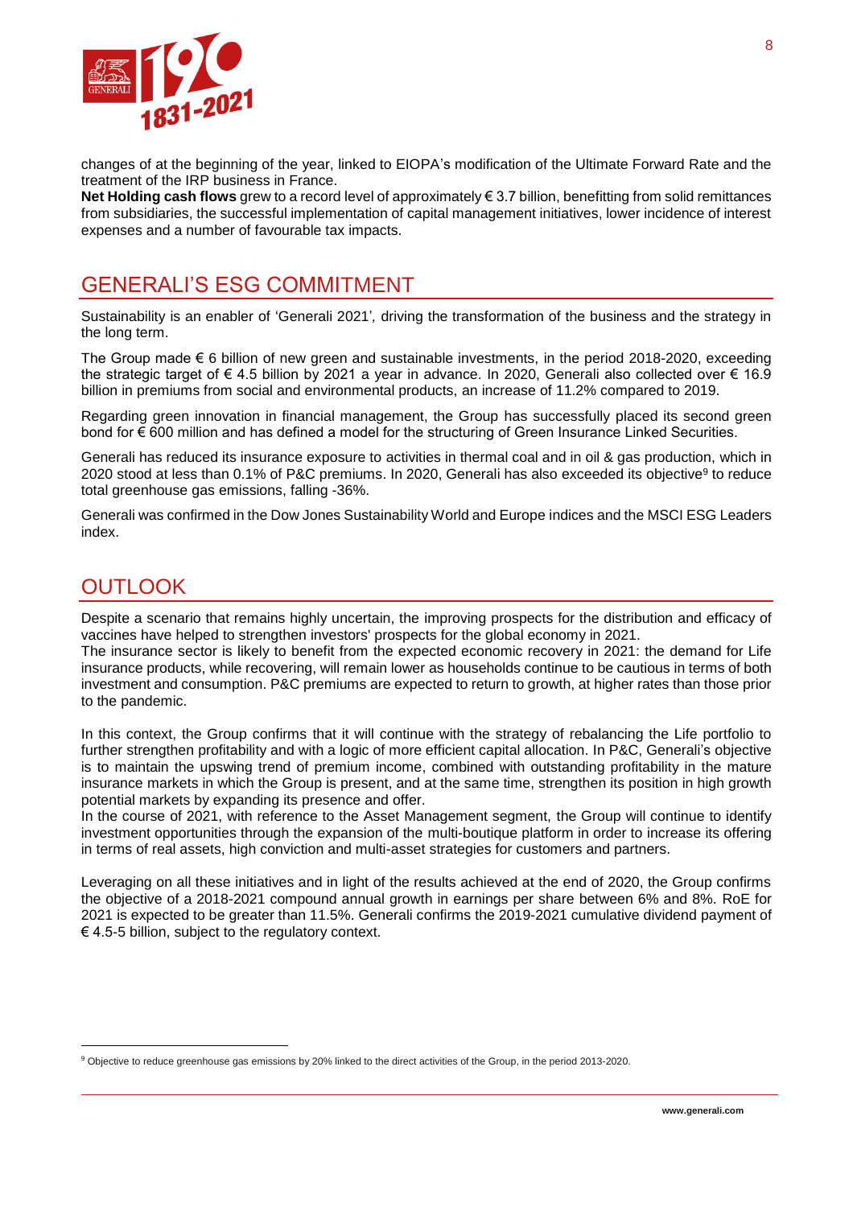changes of at the beginning of the year, linked to EIOPA's modification of the Ultimate Forward Rate and the treatment of the IRP business in France.

**Net Holding cash flows** grew to a record level of approximately € 3.7 billion, benefitting from solid remittances from subsidiaries, the successful implementation of capital management initiatives, lower incidence of interest expenses and a number of favourable tax impacts.

## GENERALI'S ESG COMMITMENT

Sustainability is an enabler of 'Generali 2021', driving the transformation of the business and the strategy in the long term.

The Group made € 6 billion of new green and sustainable investments, in the period 2018-2020, exceeding the strategic target of € 4.5 billion by 2021 a year in advance. In 2020, Generali also collected over € 16.9 billion in premiums from social and environmental products, an increase of 11.2% compared to 2019.

Regarding green innovation in financial management, the Group has successfully placed its second green bond for € 600 million and has defined a model for the structuring of Green Insurance Linked Securities.

Generali has reduced its insurance exposure to activities in thermal coal and in oil & gas production, which in 2020 stood at less than 0.1% of P&C premiums. In 2020, Generali has also exceeded its objective[9] to reduce total greenhouse gas emissions, falling -36%.

Generali was confirmed in the Dow Jones Sustainability World and Europe indices and the MSCI ESG Leaders index.

## OUTLOOK

Despite a scenario that remains highly uncertain, the improving prospects for the distribution and efficacy of vaccines have helped to strengthen investors' prospects for the global economy in 2021.

The insurance sector is likely to benefit from the expected economic recovery in 2021: the demand for Life insurance products, while recovering, will remain lower as households continue to be cautious in terms of both investment and consumption. P&C premiums are expected to return to growth, at higher rates than those prior to the pandemic.

In this context, the Group confirms that it will continue with the strategy of rebalancing the Life portfolio to further strengthen profitability and with a logic of more efficient capital allocation. In P&C, Generali's objective is to maintain the upswing trend of premium income, combined with outstanding profitability in the mature insurance markets in which the Group is present, and at the same time, strengthen its position in high growth potential markets by expanding its presence and offer.

In the course of 2021, with reference to the Asset Management segment, the Group will continue to identify investment opportunities through the expansion of the multi-boutique platform in order to increase its offering in terms of real assets, high conviction and multi-asset strategies for customers and partners.

Leveraging on all these initiatives and in light of the results achieved at the end of 2020, the Group confirms the objective of a 2018-2021 compound annual growth in earnings per share between 6% and 8%. RoE for 2021 is expected to be greater than 11.5%. Generali confirms the 2019-2021 cumulative dividend payment of € 4.5-5 billion, subject to the regulatory context.

---

[9] Objective to reduce greenhouse gas emissions by 20% linked to the direct activities of the Group, in the period 2013-2020.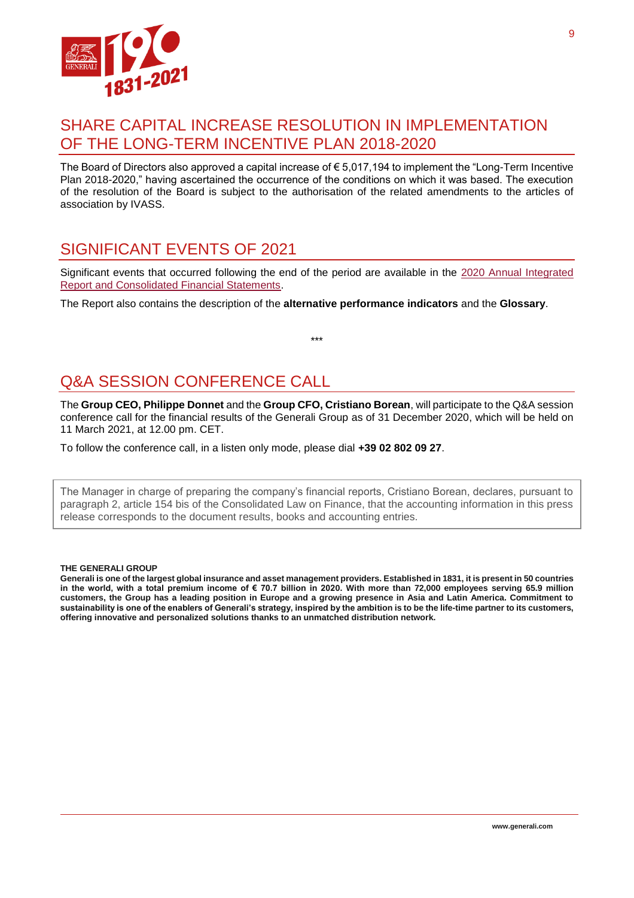## SHARE CAPITAL INCREASE RESOLUTION IN IMPLEMENTATION OF THE LONG-TERM INCENTIVE PLAN 2018-2020

The Board of Directors also approved a capital increase of € 5,017,194 to implement the "Long-Term Incentive Plan 2018-2020," having ascertained the occurrence of the conditions on which it was based. The execution of the resolution of the Board is subject to the authorisation of the related amendments to the articles of association by IVASS.

## SIGNIFICANT EVENTS OF 2021

Significant events that occurred following the end of the period are available in the 2020 Annual Integrated Report and Consolidated Financial Statements.

The Report also contains the description of the **alternative performance indicators** and the **Glossary**.

\*\*\*

## Q&A SESSION CONFERENCE CALL

The **Group CEO, Philippe Donnet** and the **Group CFO, Cristiano Borean**, will participate to the Q&A session conference call for the financial results of the Generali Group as of 31 December 2020, which will be held on 11 March 2021, at 12.00 pm. CET.

To follow the conference call, in a listen only mode, please dial **+39 02 802 09 27**.

The Manager in charge of preparing the company's financial reports, Cristiano Borean, declares, pursuant to paragraph 2, article 154 bis of the Consolidated Law on Finance, that the accounting information in this press release corresponds to the document results, books and accounting entries.

**THE GENERALI GROUP**

**Generali is one of the largest global insurance and asset management providers. Established in 1831, it is present in 50 countries in the world, with a total premium income of € 70.7 billion in 2020. With more than 72,000 employees serving 65.9 million customers, the Group has a leading position in Europe and a growing presence in Asia and Latin America. Commitment to sustainability is one of the enablers of Generali's strategy, inspired by the ambition is to be the life-time partner to its customers, offering innovative and personalized solutions thanks to an unmatched distribution network.**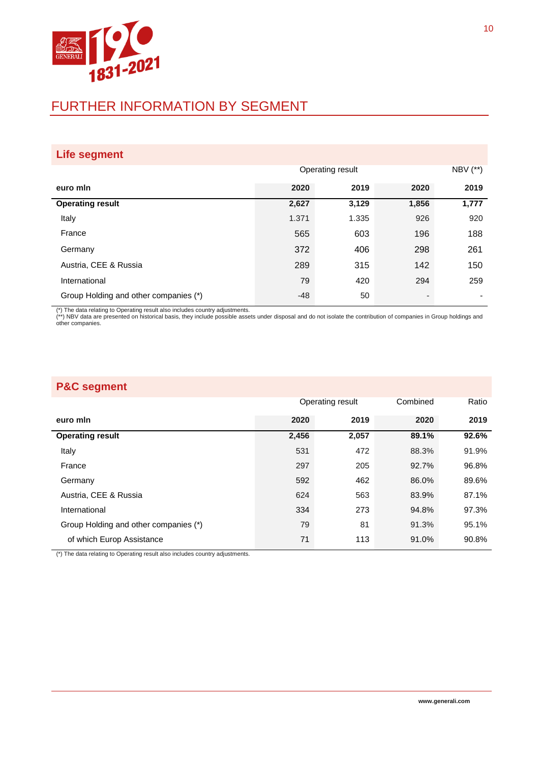# FURTHER INFORMATION BY SEGMENT

## Life segment

| | Operating result | | NBV (**) | |
|---|---|---|---|---|
| **euro mln** | **2020** | **2019** | **2020** | **2019** |
| **Operating result** | **2,627** | **3,129** | **1,856** | **1,777** |
| Italy | 1.371 | 1.335 | 926 | 920 |
| France | 565 | 603 | 196 | 188 |
| Germany | 372 | 406 | 298 | 261 |
| Austria, CEE & Russia | 289 | 315 | 142 | 150 |
| International | 79 | 420 | 294 | 259 |
| Group Holding and other companies (*) | -48 | 50 | - | - |

(*) The data relating to Operating result also includes country adjustments.
(**) NBV data are presented on historical basis, they include possible assets under disposal and do not isolate the contribution of companies in Group holdings and other companies.

## P&C segment

| | Operating result | | Combined | Ratio |
|---|---|---|---|---|
| **euro mln** | **2020** | **2019** | **2020** | **2019** |
| **Operating result** | **2,456** | **2,057** | **89.1%** | **92.6%** |
| Italy | 531 | 472 | 88.3% | 91.9% |
| France | 297 | 205 | 92.7% | 96.8% |
| Germany | 592 | 462 | 86.0% | 89.6% |
| Austria, CEE & Russia | 624 | 563 | 83.9% | 87.1% |
| International | 334 | 273 | 94.8% | 97.3% |
| Group Holding and other companies (*) | 79 | 81 | 91.3% | 95.1% |
| of which Europ Assistance | 71 | 113 | 91.0% | 90.8% |

(*) The data relating to Operating result also includes country adjustments.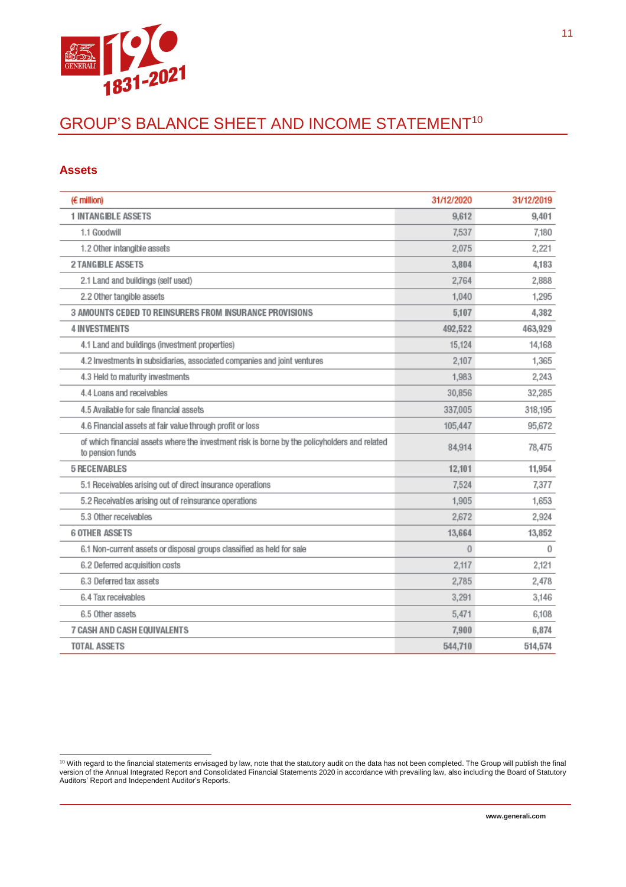# GROUP'S BALANCE SHEET AND INCOME STATEMENT[10]

## Assets

| (€ million) | 31/12/2020 | 31/12/2019 |
|---|---|---|
| 1 INTANGIBLE ASSETS | 9,612 | 9,401 |
| 1.1 Goodwill | 7,537 | 7,180 |
| 1.2 Other intangible assets | 2,075 | 2,221 |
| 2 TANGIBLE ASSETS | 3,804 | 4,183 |
| 2.1 Land and buildings (self used) | 2,764 | 2,888 |
| 2.2 Other tangible assets | 1,040 | 1,295 |
| 3 AMOUNTS CEDED TO REINSURERS FROM INSURANCE PROVISIONS | 5,107 | 4,382 |
| 4 INVESTMENTS | 492,522 | 463,929 |
| 4.1 Land and buildings (investment properties) | 15,124 | 14,168 |
| 4.2 Investments in subsidiaries, associated companies and joint ventures | 2,107 | 1,365 |
| 4.3 Held to maturity investments | 1,983 | 2,243 |
| 4.4 Loans and receivables | 30,856 | 32,285 |
| 4.5 Available for sale financial assets | 337,005 | 318,195 |
| 4.6 Financial assets at fair value through profit or loss | 105,447 | 95,672 |
| of which financial assets where the investment risk is borne by the policyholders and related to pension funds | 84,914 | 78,475 |
| 5 RECEIVABLES | 12,101 | 11,954 |
| 5.1 Receivables arising out of direct insurance operations | 7,524 | 7,377 |
| 5.2 Receivables arising out of reinsurance operations | 1,905 | 1,653 |
| 5.3 Other receivables | 2,672 | 2,924 |
| 6 OTHER ASSETS | 13,664 | 13,852 |
| 6.1 Non-current assets or disposal groups classified as held for sale | 0 | 0 |
| 6.2 Deferred acquisition costs | 2,117 | 2,121 |
| 6.3 Deferred tax assets | 2,785 | 2,478 |
| 6.4 Tax receivables | 3,291 | 3,146 |
| 6.5 Other assets | 5,471 | 6,108 |
| 7 CASH AND CASH EQUIVALENTS | 7,900 | 6,874 |
| TOTAL ASSETS | 544,710 | 514,574 |

[10] With regard to the financial statements envisaged by law, note that the statutory audit on the data has not been completed. The Group will publish the final version of the Annual Integrated Report and Consolidated Financial Statements 2020 in accordance with prevailing law, also including the Board of Statutory Auditors' Report and Independent Auditor's Reports.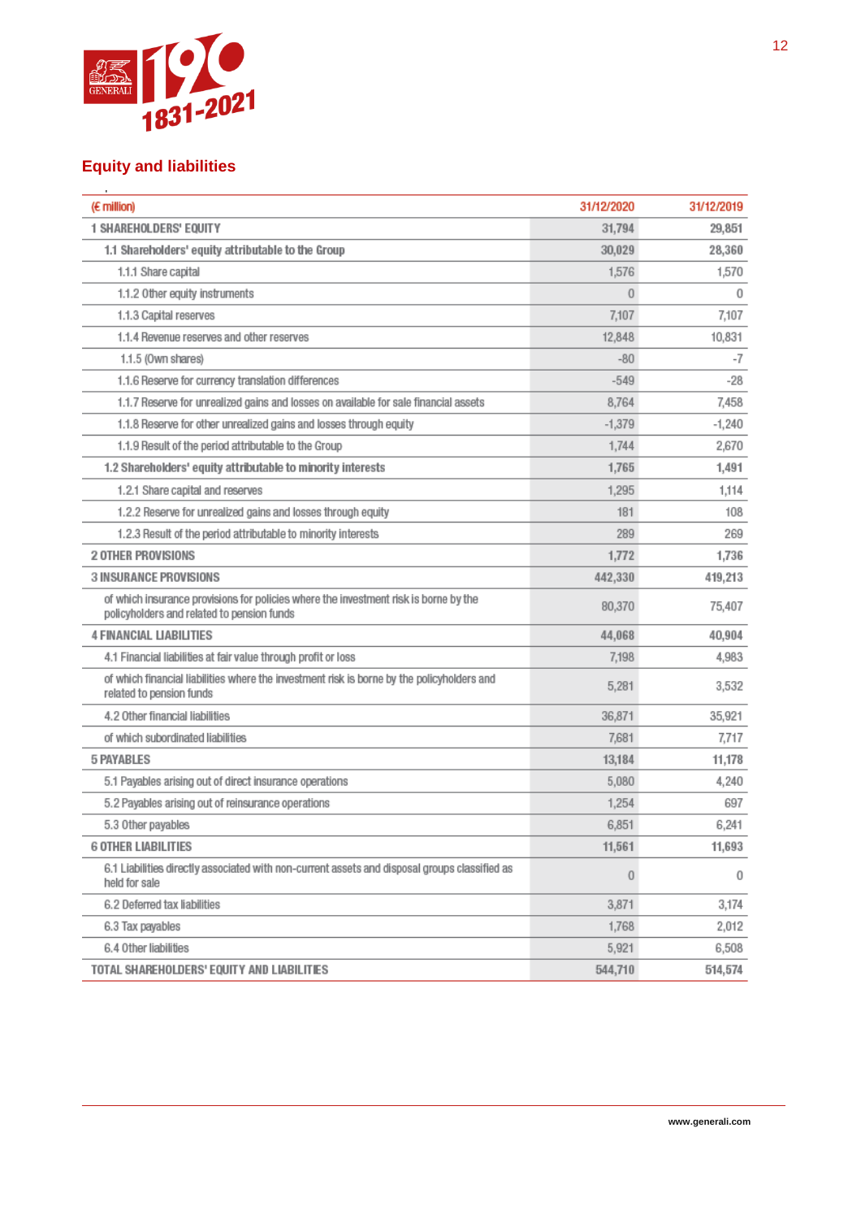## Equity and liabilities

| (€ million) | 31/12/2020 | 31/12/2019 |
|---|---|---|
| 1 SHAREHOLDERS' EQUITY | 31,794 | 29,851 |
| 1.1 Shareholders' equity attributable to the Group | 30,029 | 28,360 |
| 1.1.1 Share capital | 1,576 | 1,570 |
| 1.1.2 Other equity instruments | 0 | 0 |
| 1.1.3 Capital reserves | 7,107 | 7,107 |
| 1.1.4 Revenue reserves and other reserves | 12,848 | 10,831 |
| 1.1.5 (Own shares) | -80 | -7 |
| 1.1.6 Reserve for currency translation differences | -549 | -28 |
| 1.1.7 Reserve for unrealized gains and losses on available for sale financial assets | 8,764 | 7,458 |
| 1.1.8 Reserve for other unrealized gains and losses through equity | -1,379 | -1,240 |
| 1.1.9 Result of the period attributable to the Group | 1,744 | 2,670 |
| 1.2 Shareholders' equity attributable to minority interests | 1,765 | 1,491 |
| 1.2.1 Share capital and reserves | 1,295 | 1,114 |
| 1.2.2 Reserve for unrealized gains and losses through equity | 181 | 108 |
| 1.2.3 Result of the period attributable to minority interests | 289 | 269 |
| 2 OTHER PROVISIONS | 1,772 | 1,736 |
| 3 INSURANCE PROVISIONS | 442,330 | 419,213 |
| of which insurance provisions for policies where the investment risk is borne by the policyholders and related to pension funds | 80,370 | 75,407 |
| 4 FINANCIAL LIABILITIES | 44,068 | 40,904 |
| 4.1 Financial liabilities at fair value through profit or loss | 7,198 | 4,983 |
| of which financial liabilities where the investment risk is borne by the policyholders and related to pension funds | 5,281 | 3,532 |
| 4.2 Other financial liabilities | 36,871 | 35,921 |
| of which subordinated liabilities | 7,681 | 7,717 |
| 5 PAYABLES | 13,184 | 11,178 |
| 5.1 Payables arising out of direct insurance operations | 5,080 | 4,240 |
| 5.2 Payables arising out of reinsurance operations | 1,254 | 697 |
| 5.3 Other payables | 6,851 | 6,241 |
| 6 OTHER LIABILITIES | 11,561 | 11,693 |
| 6.1 Liabilities directly associated with non-current assets and disposal groups classified as held for sale | 0 | 0 |
| 6.2 Deferred tax liabilities | 3,871 | 3,174 |
| 6.3 Tax payables | 1,768 | 2,012 |
| 6.4 Other liabilities | 5,921 | 6,508 |
| TOTAL SHAREHOLDERS' EQUITY AND LIABILITIES | 544,710 | 514,574 |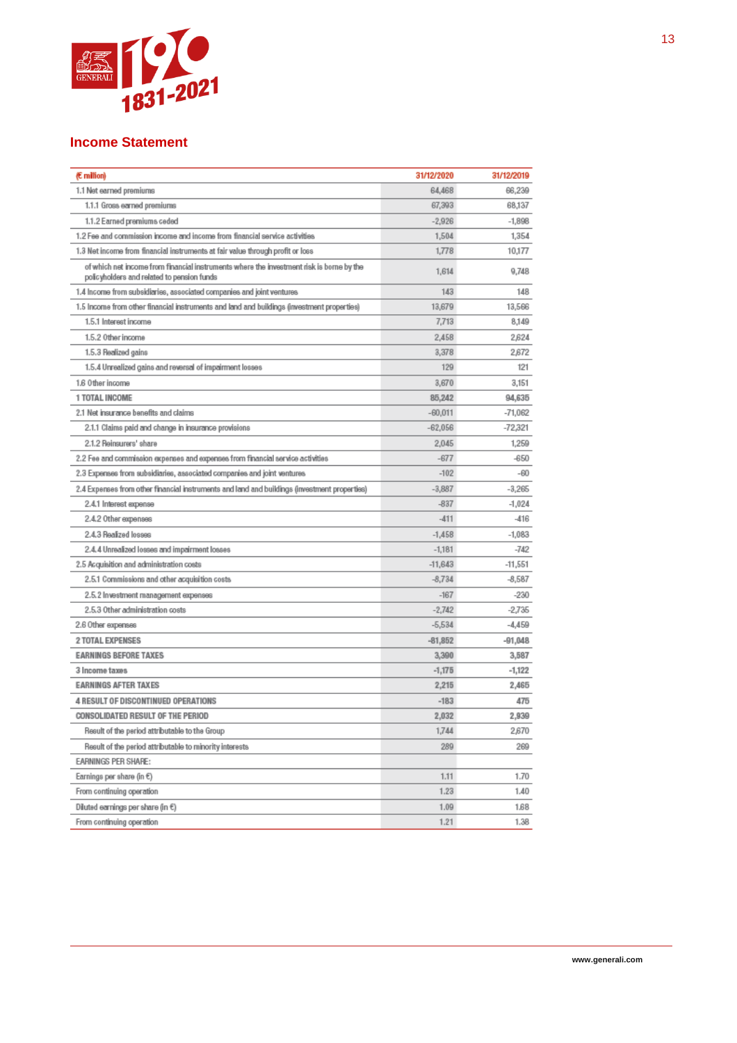## Income Statement

| (€ million) | 31/12/2020 | 31/12/2019 |
|---|---|---|
| 1.1 Net earned premiums | 64,468 | 66,239 |
| 1.1.1 Gross earned premiums | 67,393 | 68,137 |
| 1.1.2 Earned premiums ceded | -2,926 | -1,898 |
| 1.2 Fee and commission income and income from financial service activities | 1,504 | 1,354 |
| 1.3 Net income from financial instruments at fair value through profit or loss | 1,778 | 10,177 |
| of which net income from financial instruments where the investment risk is borne by the policyholders and related to pension funds | 1,614 | 9,748 |
| 1.4 Income from subsidiaries, associated companies and joint ventures | 143 | 148 |
| 1.5 Income from other financial instruments and land and buildings (investment properties) | 13,679 | 13,566 |
| 1.5.1 Interest income | 7,713 | 8,149 |
| 1.5.2 Other income | 2,458 | 2,624 |
| 1.5.3 Realized gains | 3,378 | 2,672 |
| 1.5.4 Unrealized gains and reversal of impairment losses | 129 | 121 |
| 1.6 Other income | 3,670 | 3,151 |
| **1 TOTAL INCOME** | **85,242** | **94,635** |
| 2.1 Net insurance benefits and claims | -60,011 | -71,062 |
| 2.1.1 Claims paid and change in insurance provisions | -62,056 | -72,321 |
| 2.1.2 Reinsurers' share | 2,045 | 1,259 |
| 2.2 Fee and commission expenses and expenses from financial service activities | -677 | -650 |
| 2.3 Expenses from subsidiaries, associated companies and joint ventures | -102 | -60 |
| 2.4 Expenses from other financial instruments and land and buildings (investment properties) | -3,887 | -3,265 |
| 2.4.1 Interest expense | -837 | -1,024 |
| 2.4.2 Other expenses | -411 | -416 |
| 2.4.3 Realized losses | -1,458 | -1,083 |
| 2.4.4 Unrealized losses and impairment losses | -1,181 | -742 |
| 2.5 Acquisition and administration costs | -11,643 | -11,551 |
| 2.5.1 Commissions and other acquisition costs | -8,734 | -8,587 |
| 2.5.2 Investment management expenses | -167 | -230 |
| 2.5.3 Other administration costs | -2,742 | -2,735 |
| 2.6 Other expenses | -5,534 | -4,459 |
| **2 TOTAL EXPENSES** | **-81,852** | **-91,048** |
| **EARNINGS BEFORE TAXES** | **3,390** | **3,587** |
| 3 Income taxes | -1,175 | -1,122 |
| **EARNINGS AFTER TAXES** | **2,215** | **2,465** |
| **4 RESULT OF DISCONTINUED OPERATIONS** | **-183** | **475** |
| **CONSOLIDATED RESULT OF THE PERIOD** | **2,032** | **2,939** |
| Result of the period attributable to the Group | 1,744 | 2,670 |
| Result of the period attributable to minority interests | 289 | 269 |
| EARNINGS PER SHARE: | | |
| Earnings per share (in €) | 1.11 | 1.70 |
| From continuing operation | 1.23 | 1.40 |
| Diluted earnings per share (in €) | 1.09 | 1.68 |
| From continuing operation | 1.21 | 1.38 |

www.generali.com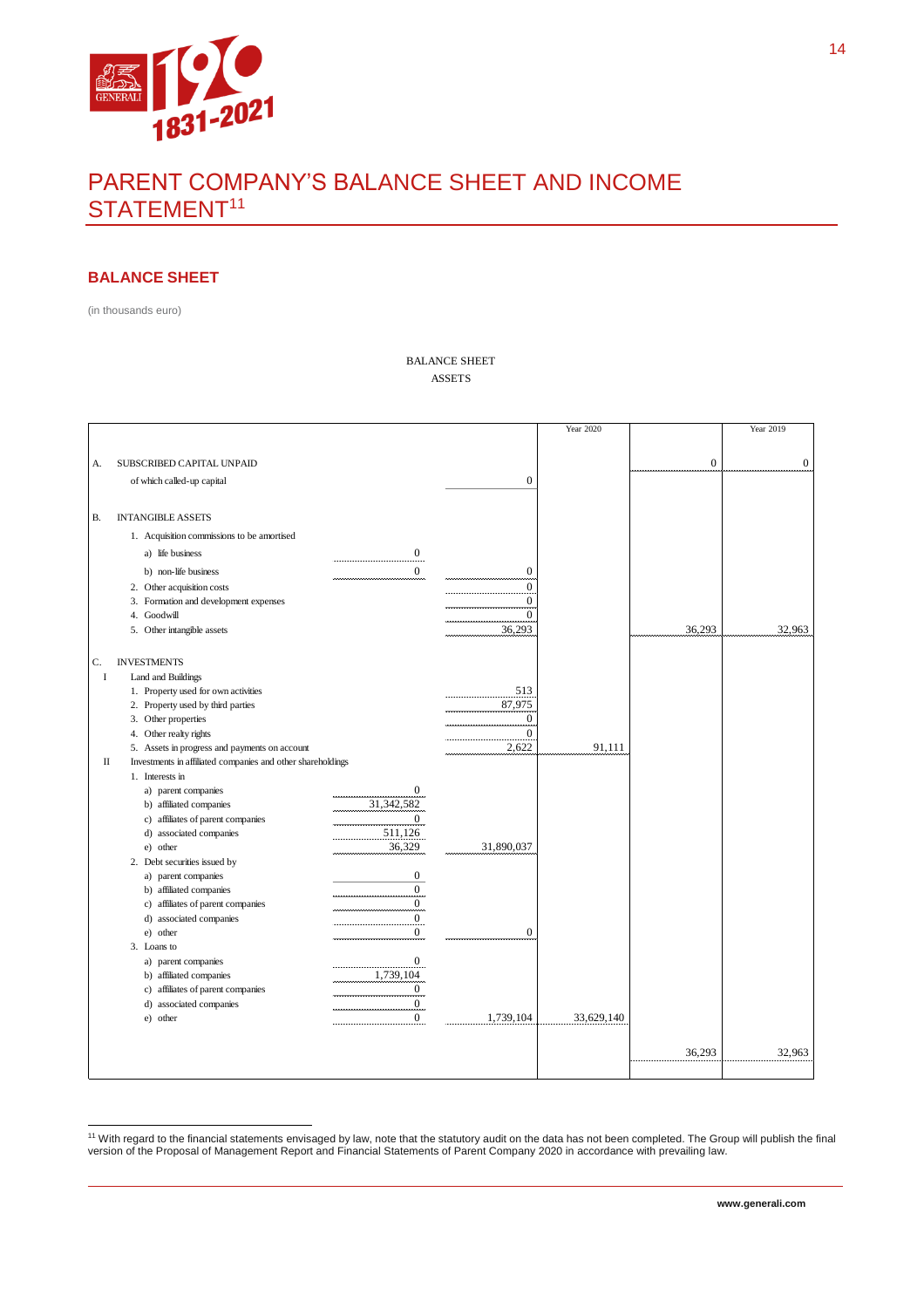# PARENT COMPANY'S BALANCE SHEET AND INCOME STATEMENT[11]

## BALANCE SHEET

(in thousands euro)

BALANCE SHEET

ASSETS

| | | | | Year 2020 | | Year 2019 |
|---|---|---|---|---|---|---|
| A. | SUBSCRIBED CAPITAL UNPAID | | | | 0 | 0 |
| | of which called-up capital | | 0 | | | |
| B. | INTANGIBLE ASSETS | | | | | |
| | 1. Acquisition commissions to be amortised | | | | | |
| | a) life business | 0 | | | | |
| | b) non-life business | 0 | 0 | | | |
| | 2. Other acquisition costs | | 0 | | | |
| | 3. Formation and development expenses | | 0 | | | |
| | 4. Goodwill | | 0 | | | |
| | 5. Other intangible assets | | 36,293 | | 36,293 | 32,963 |
| C. | INVESTMENTS | | | | | |
| I | Land and Buildings | | | | | |
| | 1. Property used for own activities | | 513 | | | |
| | 2. Property used by third parties | | 87,975 | | | |
| | 3. Other properties | | 0 | | | |
| | 4. Other realty rights | | 0 | | | |
| | 5. Assets in progress and payments on account | | 2,622 | 91,111 | | |
| II | Investments in affiliated companies and other shareholdings | | | | | |
| | 1. Interests in | | | | | |
| | a) parent companies | 0 | | | | |
| | b) affiliated companies | 31,342,582 | | | | |
| | c) affiliates of parent companies | 0 | | | | |
| | d) associated companies | 511,126 | | | | |
| | e) other | 36,329 | 31,890,037 | | | |
| | 2. Debt securities issued by | | | | | |
| | a) parent companies | 0 | | | | |
| | b) affiliated companies | 0 | | | | |
| | c) affiliates of parent companies | 0 | | | | |
| | d) associated companies | 0 | | | | |
| | e) other | 0 | 0 | | | |
| | 3. Loans to | | | | | |
| | a) parent companies | 0 | | | | |
| | b) affiliated companies | 1,739,104 | | | | |
| | c) affiliates of parent companies | 0 | | | | |
| | d) associated companies | 0 | | | | |
| | e) other | 0 | 1,739,104 | 33,629,140 | | |
| | | | | | 36,293 | 32,963 |

[11] With regard to the financial statements envisaged by law, note that the statutory audit on the data has not been completed. The Group will publish the final version of the Proposal of Management Report and Financial Statements of Parent Company 2020 in accordance with prevailing law.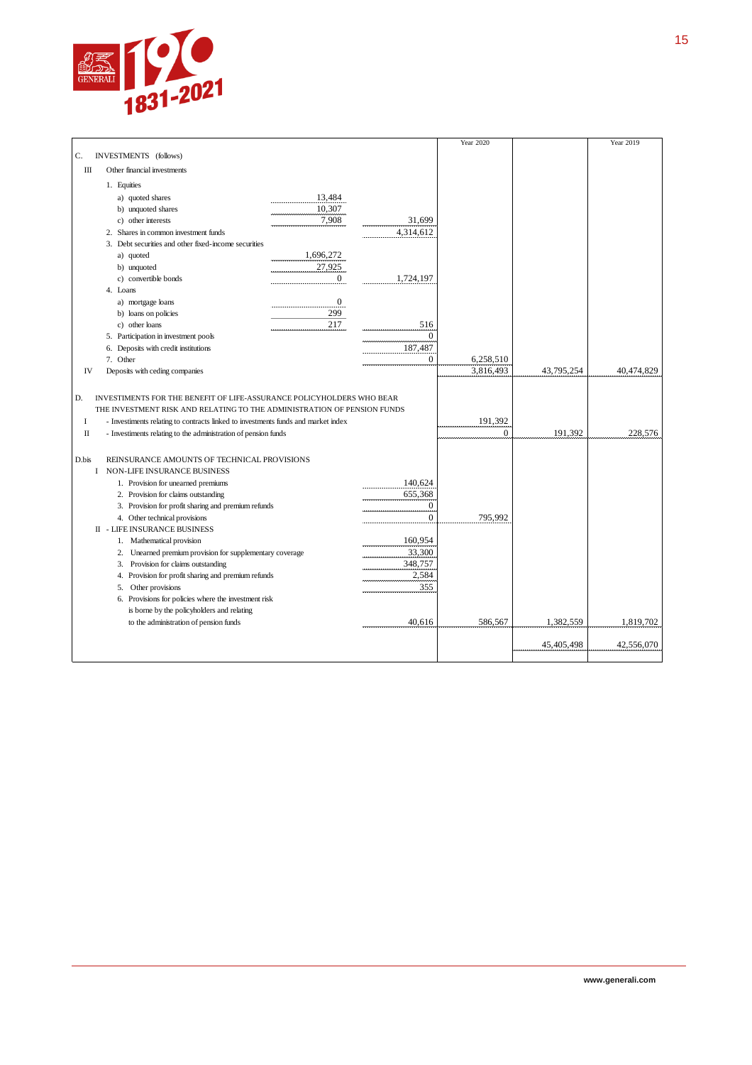| | | | Year 2020 | | Year 2019 |
|---|---|---|---|---|---|
| C. INVESTMENTS (follows) | | | | | |
| III Other financial investments | | | | | |
| 1. Equities | | | | | |
| a) quoted shares | 13,484 | | | | |
| b) unquoted shares | 10,307 | | | | |
| c) other interests | 7,908 | 31,699 | | | |
| 2. Shares in common investment funds | | 4,314,612 | | | |
| 3. Debt securities and other fixed-income securities | | | | | |
| a) quoted | 1,696,272 | | | | |
| b) unquoted | 27,925 | | | | |
| c) convertible bonds | 0 | 1,724,197 | | | |
| 4. Loans | | | | | |
| a) mortgage loans | 0 | | | | |
| b) loans on policies | 299 | | | | |
| c) other loans | 217 | 516 | | | |
| 5. Participation in investment pools | | 0 | | | |
| 6. Deposits with credit institutions | | 187,487 | | | |
| 7. Other | | 0 | 6,258,510 | | |
| IV Deposits with ceding companies | | | 3,816,493 | 43,795,254 | 40,474,829 |
| D. INVESTMENTS FOR THE BENEFIT OF LIFE-ASSURANCE POLICYHOLDERS WHO BEAR THE INVESTMENT RISK AND RELATING TO THE ADMINISTRATION OF PENSION FUNDS | | | | | |
| I - Investments relating to contracts linked to investments funds and market index | | | 191,392 | | |
| II - Investments relating to the administration of pension funds | | | 0 | 191,392 | 228,576 |
| D.bis REINSURANCE AMOUNTS OF TECHNICAL PROVISIONS | | | | | |
| I NON-LIFE INSURANCE BUSINESS | | | | | |
| 1. Provision for unearned premiums | | 140,624 | | | |
| 2. Provision for claims outstanding | | 655,368 | | | |
| 3. Provision for profit sharing and premium refunds | | 0 | | | |
| 4. Other technical provisions | | 0 | 795,992 | | |
| II - LIFE INSURANCE BUSINESS | | | | | |
| 1. Mathematical provision | | 160,954 | | | |
| 2. Unearned premium provision for supplementary coverage | | 33,300 | | | |
| 3. Provision for claims outstanding | | 348,757 | | | |
| 4. Provision for profit sharing and premium refunds | | 2,584 | | | |
| 5. Other provisions | | 355 | | | |
| 6. Provisions for policies where the investment risk is borne by the policyholders and relating to the administration of pension funds | | 40,616 | 586,567 | 1,382,559 | 1,819,702 |
| | | | | 45,405,498 | 42,556,070 |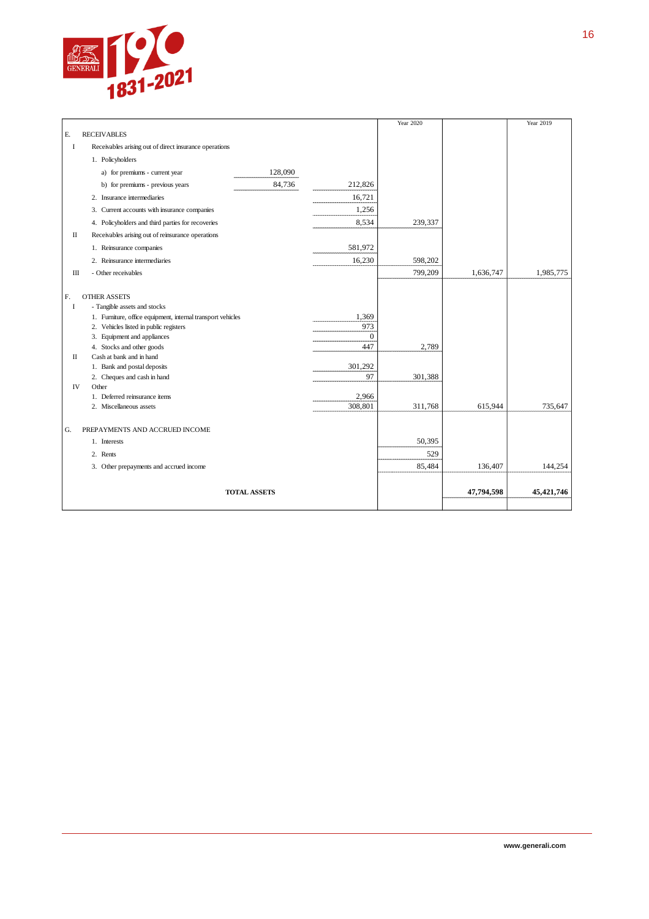| | | | | | Year 2020 | | Year 2019 |
|---|---|---|---|---|---|---|---|
| E. | RECEIVABLES | | | | | | |
| I | Receivables arising out of direct insurance operations | | | | | | |
| | 1. Policyholders | | | | | | |
| | a) for premiums - current year | 128,090 | | | | | |
| | b) for premiums - previous years | 84,736 | 212,826 | | | | |
| | 2. Insurance intermediaries | | 16,721 | | | | |
| | 3. Current accounts with insurance companies | | 1,256 | | | | |
| | 4. Policyholders and third parties for recoveries | | 8,534 | 239,337 | | | |
| II | Receivables arising out of reinsurance operations | | | | | | |
| | 1. Reinsurance companies | | 581,972 | | | | |
| | 2. Reinsurance intermediaries | | 16,230 | 598,202 | | | |
| III | - Other receivables | | | 799,209 | 1,636,747 | | 1,985,775 |
| F. | OTHER ASSETS | | | | | | |
| I | - Tangible assets and stocks | | | | | | |
| | 1. Furniture, office equipment, internal transport vehicles | | 1,369 | | | | |
| | 2. Vehicles listed in public registers | | 973 | | | | |
| | 3. Equipment and appliances | | 0 | | | | |
| | 4. Stocks and other goods | | 447 | 2,789 | | | |
| II | Cash at bank and in hand | | | | | | |
| | 1. Bank and postal deposits | | 301,292 | | | | |
| | 2. Cheques and cash in hand | | 97 | 301,388 | | | |
| IV | Other | | | | | | |
| | 1. Deferred reinsurance items | | 2,966 | | | | |
| | 2. Miscellaneous assets | | 308,801 | 311,768 | 615,944 | | 735,647 |
| G. | PREPAYMENTS AND ACCRUED INCOME | | | | | | |
| | 1. Interests | | | 50,395 | | | |
| | 2. Rents | | | 529 | | | |
| | 3. Other prepayments and accrued income | | | 85,484 | 136,407 | | 144,254 |
| | **TOTAL ASSETS** | | | | **47,794,598** | | **45,421,746** |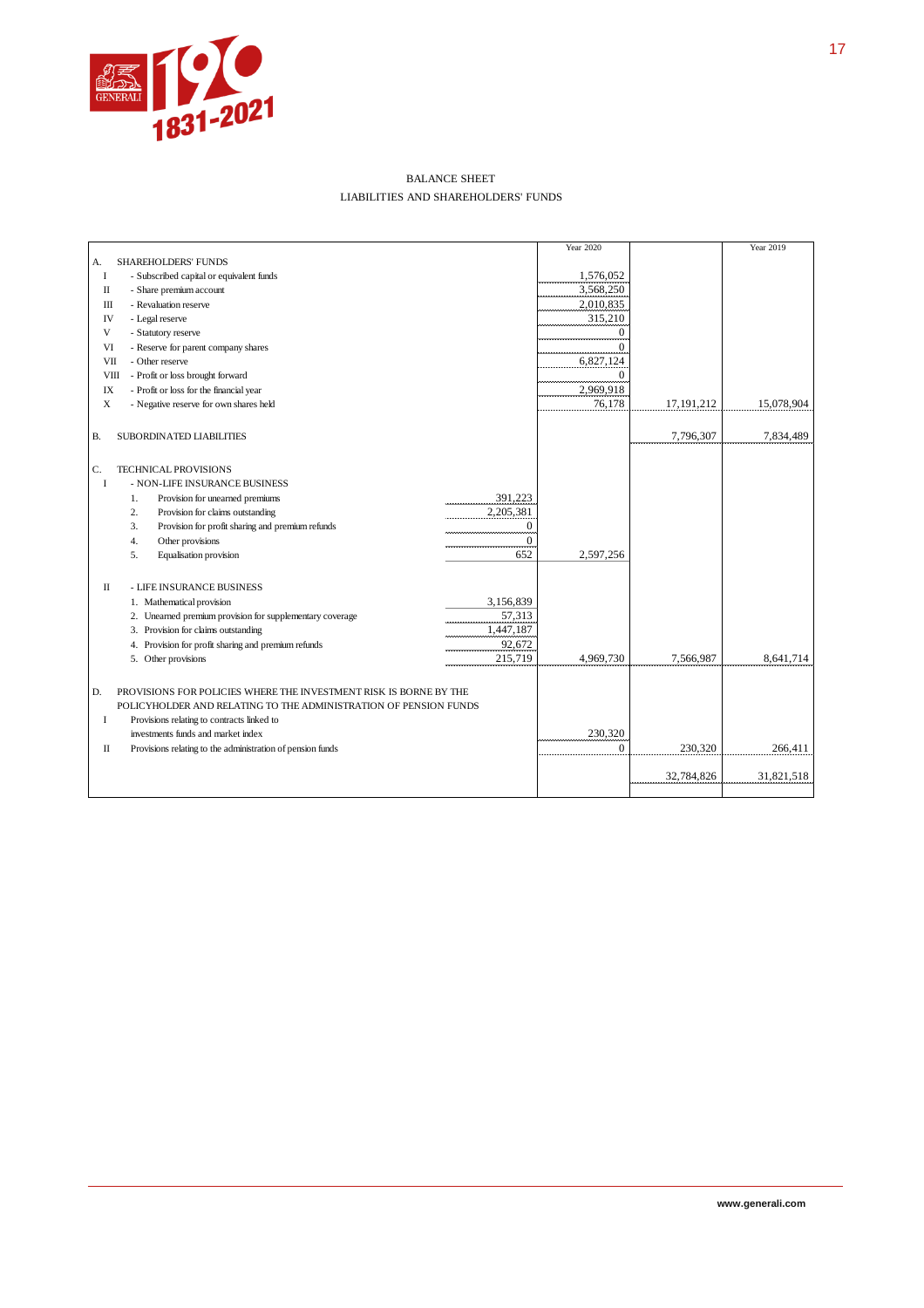# BALANCE SHEET

## LIABILITIES AND SHAREHOLDERS' FUNDS

| | | | Year 2020 | | Year 2019 |
|---|---|---|---|---|---|
| A. | SHAREHOLDERS' FUNDS | | | | |
| I | - Subscribed capital or equivalent funds | | 1,576,052 | | |
| II | - Share premium account | | 3,568,250 | | |
| III | - Revaluation reserve | | 2,010,835 | | |
| IV | - Legal reserve | | 315,210 | | |
| V | - Statutory reserve | | 0 | | |
| VI | - Reserve for parent company shares | | 0 | | |
| VII | - Other reserve | | 6,827,124 | | |
| VIII | - Profit or loss brought forward | | 0 | | |
| IX | - Profit or loss for the financial year | | 2,969,918 | | |
| X | - Negative reserve for own shares held | | 76,178 | 17,191,212 | 15,078,904 |
| | | | | | |
| B. | SUBORDINATED LIABILITIES | | | 7,796,307 | 7,834,489 |
| | | | | | |
| C. | TECHNICAL PROVISIONS | | | | |
| I | - NON-LIFE INSURANCE BUSINESS | | | | |
| | 1. Provision for unearned premiums | 391,223 | | | |
| | 2. Provision for claims outstanding | 2,205,381 | | | |
| | 3. Provision for profit sharing and premium refunds | 0 | | | |
| | 4. Other provisions | 0 | | | |
| | 5. Equalisation provision | 652 | 2,597,256 | | |
| | | | | | |
| II | - LIFE INSURANCE BUSINESS | | | | |
| | 1. Mathematical provision | 3,156,839 | | | |
| | 2. Unearned premium provision for supplementary coverage | 57,313 | | | |
| | 3. Provision for claims outstanding | 1,447,187 | | | |
| | 4. Provision for profit sharing and premium refunds | 92,672 | | | |
| | 5. Other provisions | 215,719 | 4,969,730 | 7,566,987 | 8,641,714 |
| | | | | | |
| D. | PROVISIONS FOR POLICIES WHERE THE INVESTMENT RISK IS BORNE BY THE POLICYHOLDER AND RELATING TO THE ADMINISTRATION OF PENSION FUNDS | | | | |
| I | Provisions relating to contracts linked to investments funds and market index | | 230,320 | | |
| II | Provisions relating to the administration of pension funds | | 0 | 230,320 | 266,411 |
| | | | | | |
| | | | | 32,784,826 | 31,821,518 |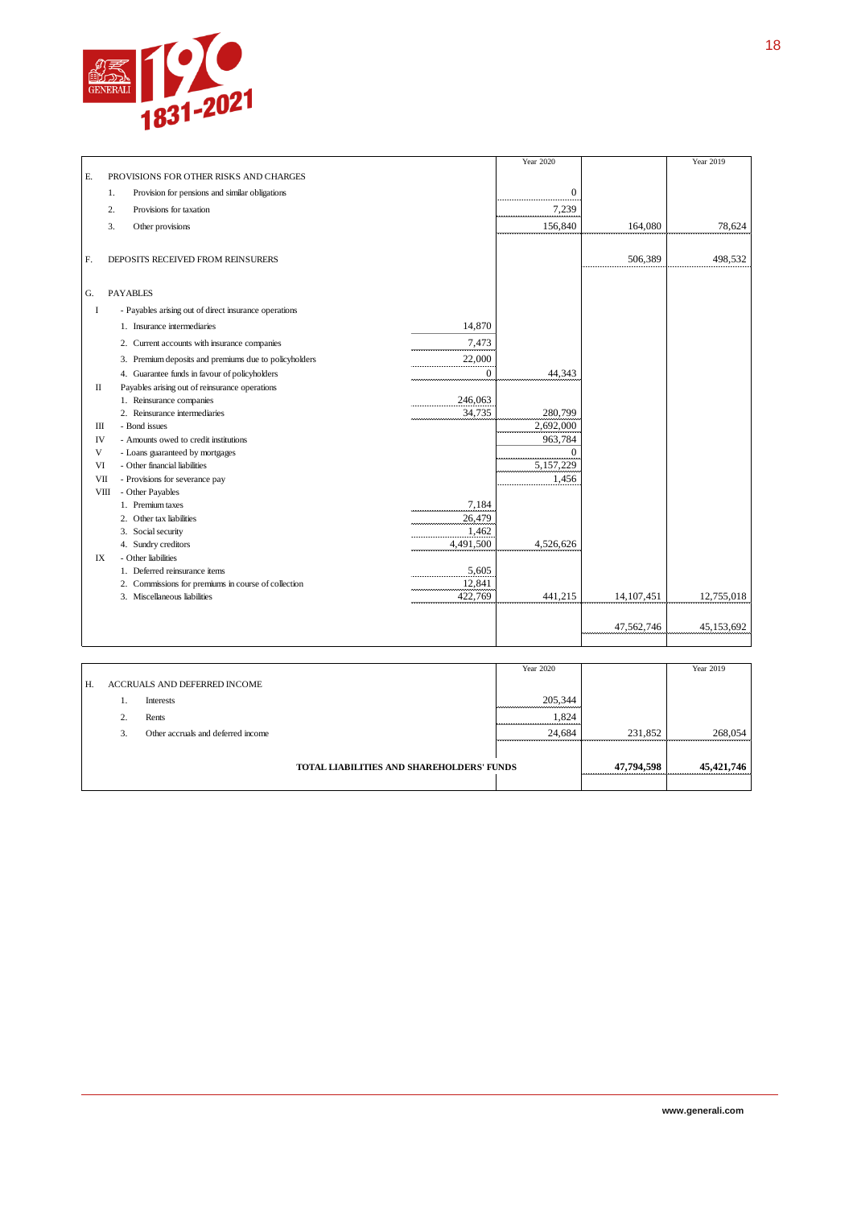| | | | Year 2020 | | Year 2019 |
|---|---|---|---|---|---|
| E. | PROVISIONS FOR OTHER RISKS AND CHARGES | | | | |
| | 1. Provision for pensions and similar obligations | | 0 | | |
| | 2. Provisions for taxation | | 7,239 | | |
| | 3. Other provisions | | 156,840 | 164,080 | 78,624 |
| F. | DEPOSITS RECEIVED FROM REINSURERS | | | 506,389 | 498,532 |
| G. | PAYABLES | | | | |
| I | - Payables arising out of direct insurance operations | | | | |
| | 1. Insurance intermediaries | 14,870 | | | |
| | 2. Current accounts with insurance companies | 7,473 | | | |
| | 3. Premium deposits and premiums due to policyholders | 22,000 | | | |
| | 4. Guarantee funds in favour of policyholders | 0 | 44,343 | | |
| II | Payables arising out of reinsurance operations | | | | |
| | 1. Reinsurance companies | 246,063 | | | |
| | 2. Reinsurance intermediaries | 34,735 | 280,799 | | |
| III | - Bond issues | | 2,692,000 | | |
| IV | - Amounts owed to credit institutions | | 963,784 | | |
| V | - Loans guaranteed by mortgages | | 0 | | |
| VI | - Other financial liabilities | | 5,157,229 | | |
| VII | - Provisions for severance pay | | 1,456 | | |
| VIII | - Other Payables | | | | |
| | 1. Premium taxes | 7,184 | | | |
| | 2. Other tax liabilities | 26,479 | | | |
| | 3. Social security | 1,462 | | | |
| | 4. Sundry creditors | 4,491,500 | 4,526,626 | | |
| IX | - Other liabilities | | | | |
| | 1. Deferred reinsurance items | 5,605 | | | |
| | 2. Commissions for premiums in course of collection | 12,841 | | | |
| | 3. Miscellaneous liabilities | 422,769 | 441,215 | 14,107,451 | 12,755,018 |
| | | | | 47,562,746 | 45,153,692 |

| | | Year 2020 | | Year 2019 |
|---|---|---|---|---|
| H. | ACCRUALS AND DEFERRED INCOME | | | |
| | 1. Interests | 205,344 | | |
| | 2. Rents | 1,824 | | |
| | 3. Other accruals and deferred income | 24,684 | 231,852 | 268,054 |
| | **TOTAL LIABILITIES AND SHAREHOLDERS' FUNDS** | | **47,794,598** | **45,421,746** |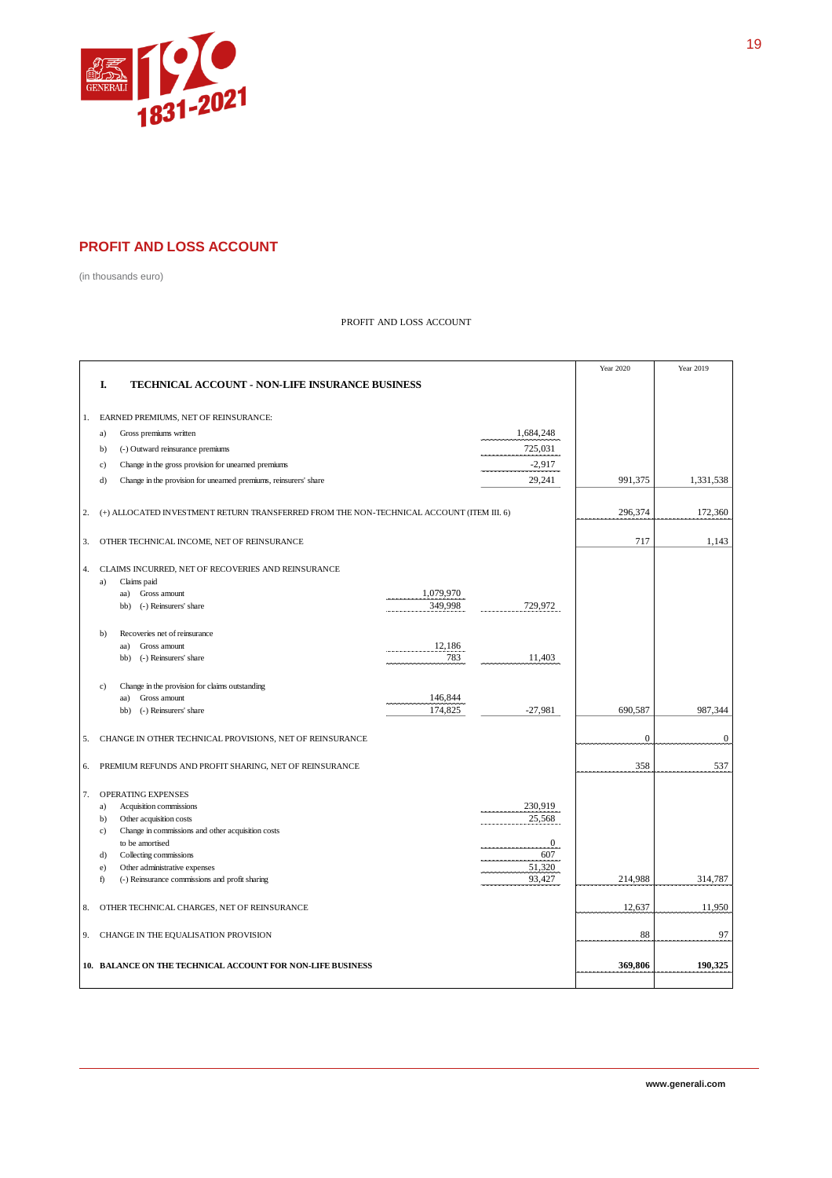## PROFIT AND LOSS ACCOUNT

(in thousands euro)

PROFIT AND LOSS ACCOUNT

| | | | | Year 2020 | Year 2019 |
|---|---|---|---|---|---|
| **I.** | **TECHNICAL ACCOUNT - NON-LIFE INSURANCE BUSINESS** | | | | |
| 1. | EARNED PREMIUMS, NET OF REINSURANCE: | | | | |
| | a) Gross premiums written | | 1,684,248 | | |
| | b) (-) Outward reinsurance premiums | | 725,031 | | |
| | c) Change in the gross provision for unearned premiums | | -2,917 | | |
| | d) Change in the provision for unearned premiums, reinsurers' share | | 29,241 | 991,375 | 1,331,538 |
| 2. | (+) ALLOCATED INVESTMENT RETURN TRANSFERRED FROM THE NON-TECHNICAL ACCOUNT (ITEM III. 6) | | | 296,374 | 172,360 |
| 3. | OTHER TECHNICAL INCOME, NET OF REINSURANCE | | | 717 | 1,143 |
| 4. | CLAIMS INCURRED, NET OF RECOVERIES AND REINSURANCE | | | | |
| | a) Claims paid | | | | |
| | aa) Gross amount | 1,079,970 | | | |
| | bb) (-) Reinsurers' share | 349,998 | 729,972 | | |
| | b) Recoveries net of reinsurance | | | | |
| | aa) Gross amount | 12,186 | | | |
| | bb) (-) Reinsurers' share | 783 | 11,403 | | |
| | c) Change in the provision for claims outstanding | | | | |
| | aa) Gross amount | 146,844 | | | |
| | bb) (-) Reinsurers' share | 174,825 | -27,981 | 690,587 | 987,344 |
| 5. | CHANGE IN OTHER TECHNICAL PROVISIONS, NET OF REINSURANCE | | | 0 | 0 |
| 6. | PREMIUM REFUNDS AND PROFIT SHARING, NET OF REINSURANCE | | | 358 | 537 |
| 7. | OPERATING EXPENSES | | | | |
| | a) Acquisition commissions | | 230,919 | | |
| | b) Other acquisition costs | | 25,568 | | |
| | c) Change in commissions and other acquisition costs to be amortised | | 0 | | |
| | d) Collecting commissions | | 607 | | |
| | e) Other administrative expenses | | 51,320 | | |
| | f) (-) Reinsurance commissions and profit sharing | | 93,427 | 214,988 | 314,787 |
| 8. | OTHER TECHNICAL CHARGES, NET OF REINSURANCE | | | 12,637 | 11,950 |
| 9. | CHANGE IN THE EQUALISATION PROVISION | | | 88 | 97 |
| **10.** | **BALANCE ON THE TECHNICAL ACCOUNT FOR NON-LIFE BUSINESS** | | | **369,806** | **190,325** |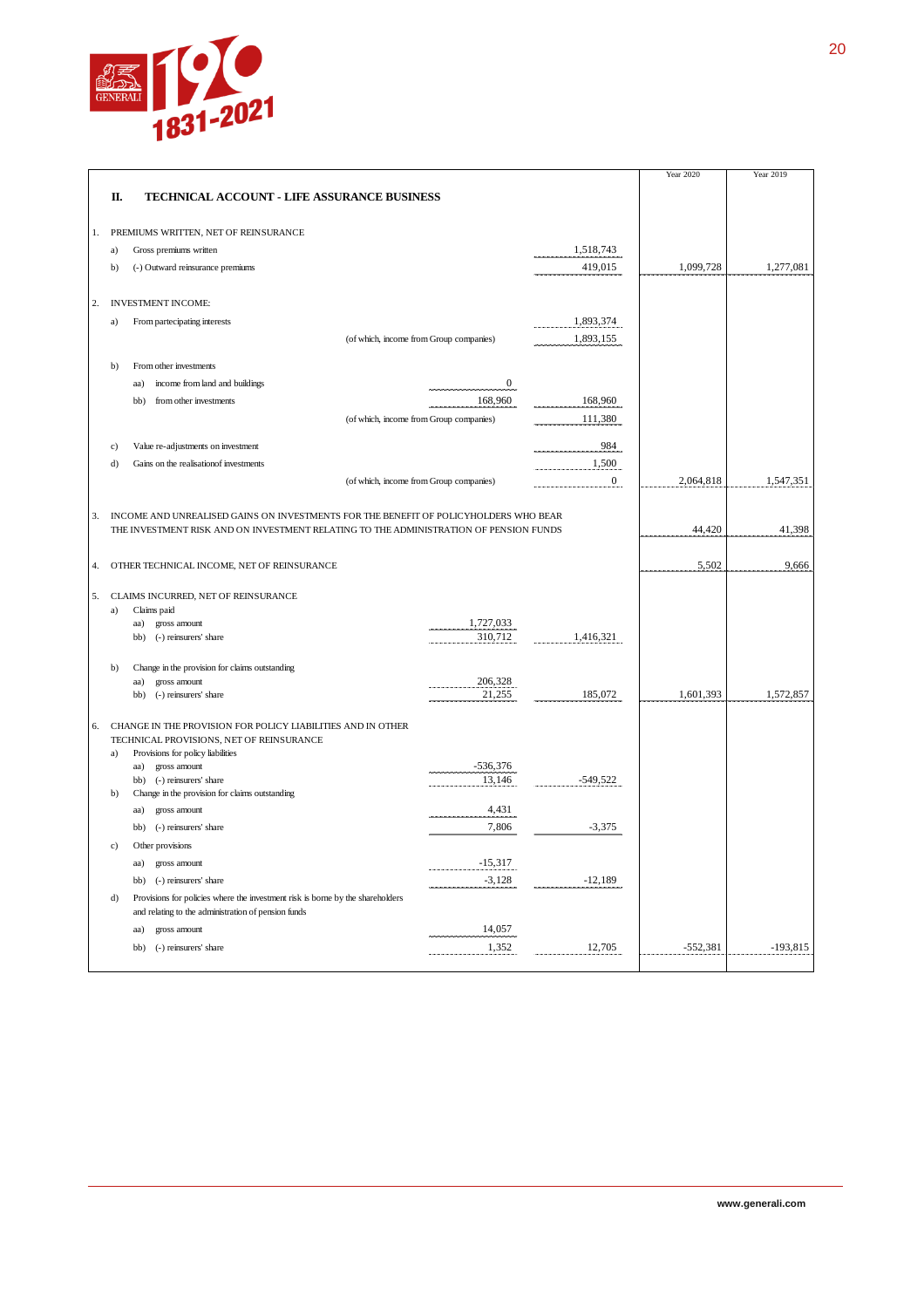## II. TECHNICAL ACCOUNT - LIFE ASSURANCE BUSINESS

| | | | | Year 2020 | Year 2019 |
|---|---|---|---|---|---|
| 1. | PREMIUMS WRITTEN, NET OF REINSURANCE | | | | |
| | a) Gross premiums written | | 1,518,743 | | |
| | b) (-) Outward reinsurance premiums | | 419,015 | 1,099,728 | 1,277,081 |
| 2. | INVESTMENT INCOME: | | | | |
| | a) From partecipating interests | | 1,893,374 | | |
| | (of which, income from Group companies) | | 1,893,155 | | |
| | b) From other investments | | | | |
| | aa) income from land and buildings | 0 | | | |
| | bb) from other investments | 168,960 | 168,960 | | |
| | (of which, income from Group companies) | | 111,380 | | |
| | c) Value re-adjustments on investment | | 984 | | |
| | d) Gains on the realisationof investments | | 1,500 | | |
| | (of which, income from Group companies) | | 0 | 2,064,818 | 1,547,351 |
| 3. | INCOME AND UNREALISED GAINS ON INVESTMENTS FOR THE BENEFIT OF POLICYHOLDERS WHO BEAR THE INVESTMENT RISK AND ON INVESTMENT RELATING TO THE ADMINISTRATION OF PENSION FUNDS | | | 44,420 | 41,398 |
| 4. | OTHER TECHNICAL INCOME, NET OF REINSURANCE | | | 5,502 | 9,666 |
| 5. | CLAIMS INCURRED, NET OF REINSURANCE | | | | |
| | a) Claims paid | | | | |
| | aa) gross amount | 1,727,033 | | | |
| | bb) (-) reinsurers' share | 310,712 | 1,416,321 | | |
| | b) Change in the provision for claims outstanding | | | | |
| | aa) gross amount | 206,328 | | | |
| | bb) (-) reinsurers' share | 21,255 | 185,072 | 1,601,393 | 1,572,857 |
| 6. | CHANGE IN THE PROVISION FOR POLICY LIABILITIES AND IN OTHER TECHNICAL PROVISIONS, NET OF REINSURANCE | | | | |
| | a) Provisions for policy liabilities | | | | |
| | aa) gross amount | -536,376 | | | |
| | bb) (-) reinsurers' share | 13,146 | -549,522 | | |
| | b) Change in the provision for claims outstanding | | | | |
| | aa) gross amount | 4,431 | | | |
| | bb) (-) reinsurers' share | 7,806 | -3,375 | | |
| | c) Other provisions | | | | |
| | aa) gross amount | -15,317 | | | |
| | bb) (-) reinsurers' share | -3,128 | -12,189 | | |
| | d) Provisions for policies where the investment risk is borne by the shareholders and relating to the administration of pension funds | | | | |
| | aa) gross amount | 14,057 | | | |
| | bb) (-) reinsurers' share | 1,352 | 12,705 | -552,381 | -193,815 |

www.generali.com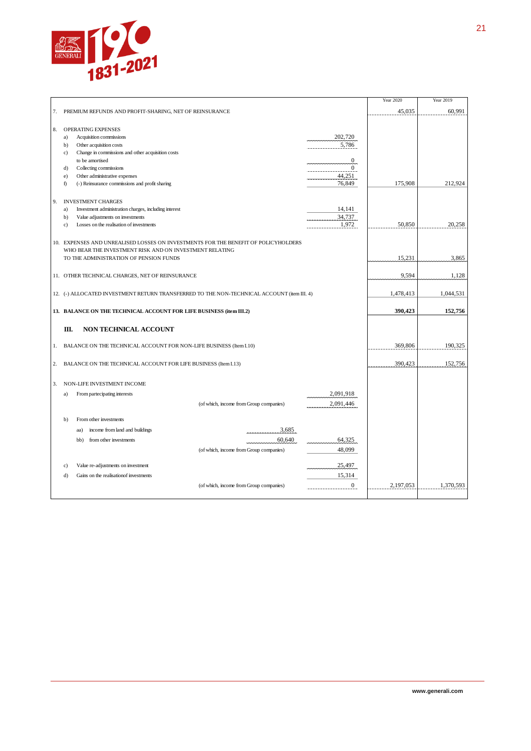| | | | | Year 2020 | Year 2019 |
|---|---|---|---|---|---|
| 7. | PREMIUM REFUNDS AND PROFIT-SHARING, NET OF REINSURANCE | | | 45,035 | 60,991 |
| 8. | OPERATING EXPENSES | | | | |
| | a) Acquisition commissions | | 202,720 | | |
| | b) Other acquisition costs | | 5,786 | | |
| | c) Change in commissions and other acquisition costs to be amortised | | 0 | | |
| | d) Collecting commissions | | 0 | | |
| | e) Other administrative expenses | | 44,251 | | |
| | f) (-) Reinsurance commissions and profit sharing | | 76,849 | 175,908 | 212,924 |
| 9. | INVESTMENT CHARGES | | | | |
| | a) Investment administration charges, including interest | | 14,141 | | |
| | b) Value adjustments on investments | | 34,737 | | |
| | c) Losses on the realisation of investments | | 1,972 | 50,850 | 20,258 |
| 10. | EXPENSES AND UNREALISED LOSSES ON INVESTMENTS FOR THE BENEFIT OF POLICYHOLDERS WHO BEAR THE INVESTMENT RISK AND ON INVESTMENT RELATING TO THE ADMINISTRATION OF PENSION FUNDS | | | 15,231 | 3,865 |
| 11. | OTHER TECHNICAL CHARGES, NET OF REINSURANCE | | | 9,594 | 1,128 |
| 12. | (-) ALLOCATED INVESTMENT RETURN TRANSFERRED TO THE NON-TECHNICAL ACCOUNT (item III. 4) | | | 1,478,413 | 1,044,531 |
| **13.** | **BALANCE ON THE TECHNICAL ACCOUNT FOR LIFE BUSINESS (item III.2)** | | | **390,423** | **152,756** |
| **III.** | **NON TECHNICAL ACCOUNT** | | | | |
| 1. | BALANCE ON THE TECHNICAL ACCOUNT FOR NON-LIFE BUSINESS (Item I.10) | | | 369,806 | 190,325 |
| 2. | BALANCE ON THE TECHNICAL ACCOUNT FOR LIFE BUSINESS (Item I.13) | | | 390,423 | 152,756 |
| 3. | NON-LIFE INVESTMENT INCOME | | | | |
| | a) From partecipating interests | | 2,091,918 | | |
| | (of which, income from Group companies) | | 2,091,446 | | |
| | b) From other investments | | | | |
| | aa) income from land and buildings | 3,685 | | | |
| | bb) from other investments | 60,640 | 64,325 | | |
| | (of which, income from Group companies) | | 48,099 | | |
| | c) Value re-adjustments on investment | | 25,497 | | |
| | d) Gains on the realisationof investments | | 15,314 | | |
| | (of which, income from Group companies) | | 0 | 2,197,053 | 1,370,593 |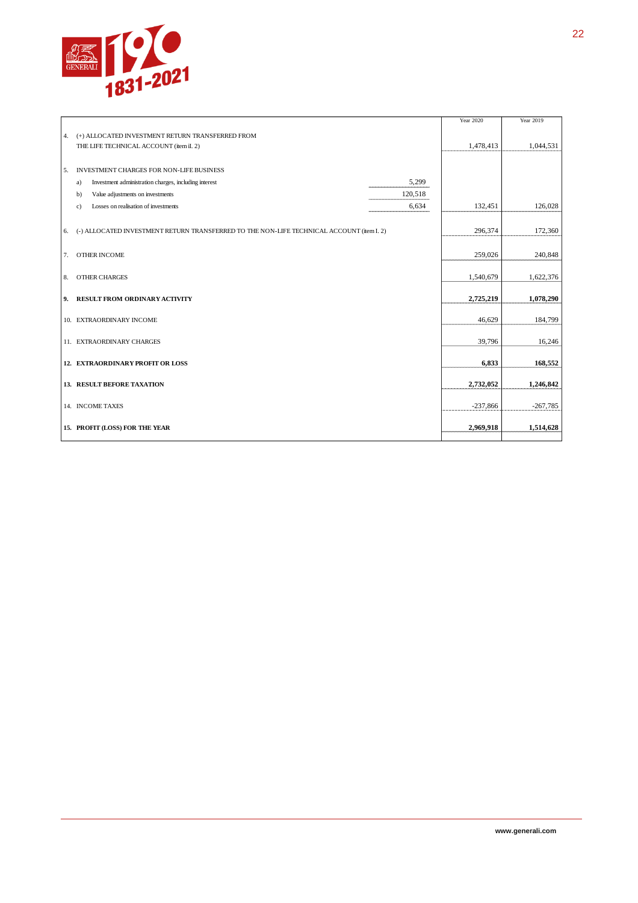| | | | Year 2020 | Year 2019 |
|---|---|---|---|---|
| 4. | (+) ALLOCATED INVESTMENT RETURN TRANSFERRED FROM THE LIFE TECHNICAL ACCOUNT (item II. 2) | | 1,478,413 | 1,044,531 |
| 5. | INVESTMENT CHARGES FOR NON-LIFE BUSINESS | | | |
| | a) Investment administration charges, including interest | 5,299 | | |
| | b) Value adjustments on investments | 120,518 | | |
| | c) Losses on realisation of investments | 6,634 | 132,451 | 126,028 |
| 6. | (-) ALLOCATED INVESTMENT RETURN TRANSFERRED TO THE NON-LIFE TECHNICAL ACCOUNT (item I. 2) | | 296,374 | 172,360 |
| 7. | OTHER INCOME | | 259,026 | 240,848 |
| 8. | OTHER CHARGES | | 1,540,679 | 1,622,376 |
| **9.** | **RESULT FROM ORDINARY ACTIVITY** | | **2,725,219** | **1,078,290** |
| 10. | EXTRAORDINARY INCOME | | 46,629 | 184,799 |
| 11. | EXTRAORDINARY CHARGES | | 39,796 | 16,246 |
| **12.** | **EXTRAORDINARY PROFIT OR LOSS** | | **6,833** | **168,552** |
| **13.** | **RESULT BEFORE TAXATION** | | **2,732,052** | **1,246,842** |
| 14. | INCOME TAXES | | -237,866 | -267,785 |
| **15.** | **PROFIT (LOSS) FOR THE YEAR** | | **2,969,918** | **1,514,628** |